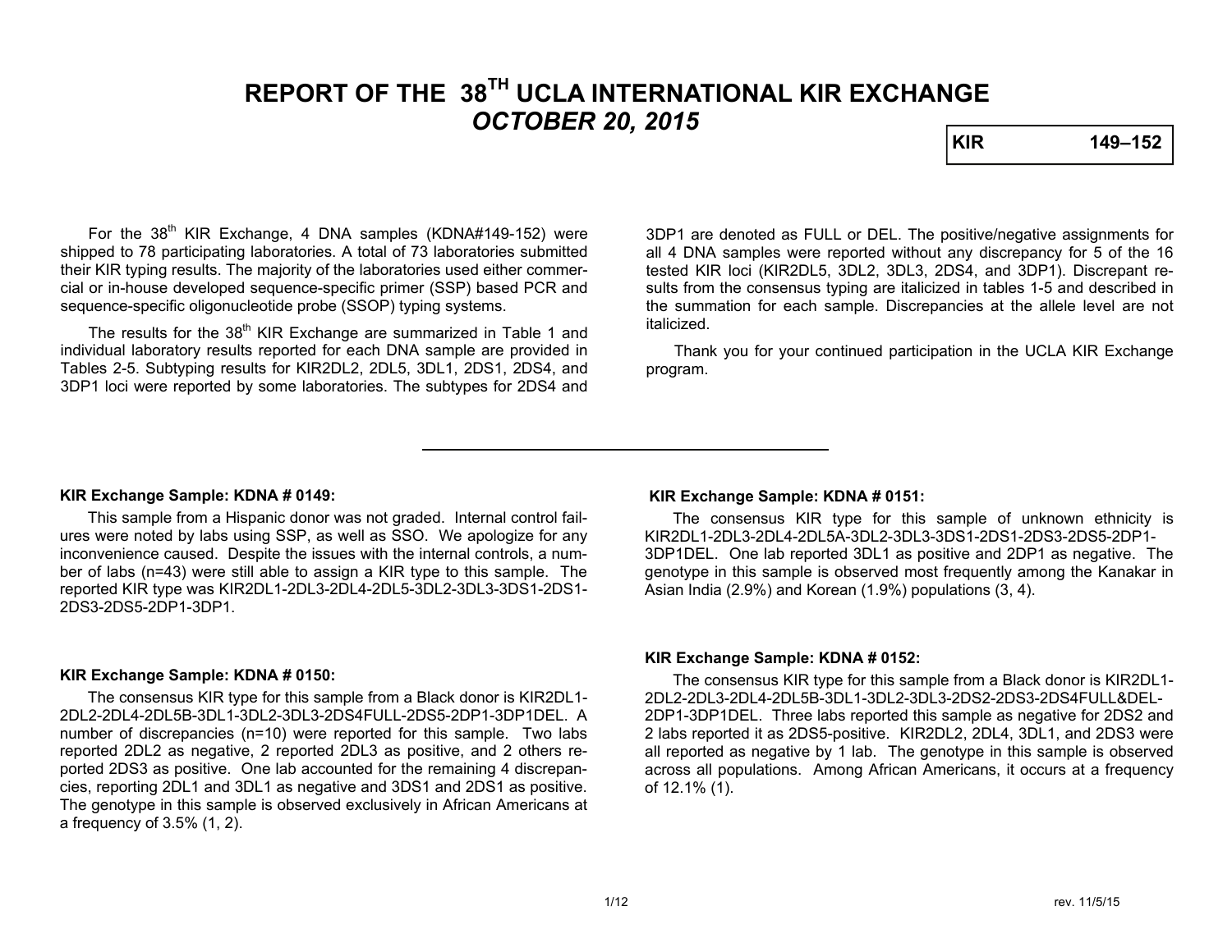# REPORT OF THE 38TH UCLA INTERNATIONAL KIR EXCHANGE

## *OCTOBER 20, 2015*

| KIR | 149–152 |
|---|---|

For the 38th KIR Exchange, 4 DNA samples (KDNA#149-152) were shipped to 78 participating laboratories. A total of 73 laboratories submitted their KIR typing results. The majority of the laboratories used either commercial or in-house developed sequence-specific primer (SSP) based PCR and sequence-specific oligonucleotide probe (SSOP) typing systems.

The results for the 38th KIR Exchange are summarized in Table 1 and individual laboratory results reported for each DNA sample are provided in Tables 2-5. Subtyping results for KIR2DL2, 2DL5, 3DL1, 2DS1, 2DS4, and 3DP1 loci were reported by some laboratories. The subtypes for 2DS4 and 3DP1 are denoted as FULL or DEL. The positive/negative assignments for all 4 DNA samples were reported without any discrepancy for 5 of the 16 tested KIR loci (KIR2DL5, 3DL2, 3DL3, 2DS4, and 3DP1). Discrepant results from the consensus typing are italicized in tables 1-5 and described in the summation for each sample. Discrepancies at the allele level are not italicized.

Thank you for your continued participation in the UCLA KIR Exchange program.

---

**KIR Exchange Sample: KDNA # 0149:**

This sample from a Hispanic donor was not graded. Internal control failures were noted by labs using SSP, as well as SSO. We apologize for any inconvenience caused. Despite the issues with the internal controls, a number of labs (n=43) were still able to assign a KIR type to this sample. The reported KIR type was KIR2DL1-2DL3-2DL4-2DL5-3DL2-3DL3-3DS1-2DS1-2DS3-2DS5-2DP1-3DP1.

**KIR Exchange Sample: KDNA # 0150:**

The consensus KIR type for this sample from a Black donor is KIR2DL1-2DL2-2DL4-2DL5B-3DL1-3DL2-3DL3-2DS4FULL-2DS5-2DP1-3DP1DEL. A number of discrepancies (n=10) were reported for this sample. Two labs reported 2DL2 as negative, 2 reported 2DL3 as positive, and 2 others reported 2DS3 as positive. One lab accounted for the remaining 4 discrepancies, reporting 2DL1 and 3DL1 as negative and 3DS1 and 2DS1 as positive. The genotype in this sample is observed exclusively in African Americans at a frequency of 3.5% (1, 2).

**KIR Exchange Sample: KDNA # 0151:**

The consensus KIR type for this sample of unknown ethnicity is KIR2DL1-2DL3-2DL4-2DL5A-3DL2-3DL3-3DS1-2DS1-2DS3-2DS5-2DP1-3DP1DEL. One lab reported 3DL1 as positive and 2DP1 as negative. The genotype in this sample is observed most frequently among the Kanakar in Asian India (2.9%) and Korean (1.9%) populations (3, 4).

**KIR Exchange Sample: KDNA # 0152:**

The consensus KIR type for this sample from a Black donor is KIR2DL1-2DL2-2DL3-2DL4-2DL5B-3DL1-3DL2-3DL3-2DS2-2DS3-2DS4FULL&DEL-2DP1-3DP1DEL. Three labs reported this sample as negative for 2DS2 and 2 labs reported it as 2DS5-positive. KIR2DL2, 2DL4, 3DL1, and 2DS3 were all reported as negative by 1 lab. The genotype in this sample is observed across all populations. Among African Americans, it occurs at a frequency of 12.1% (1).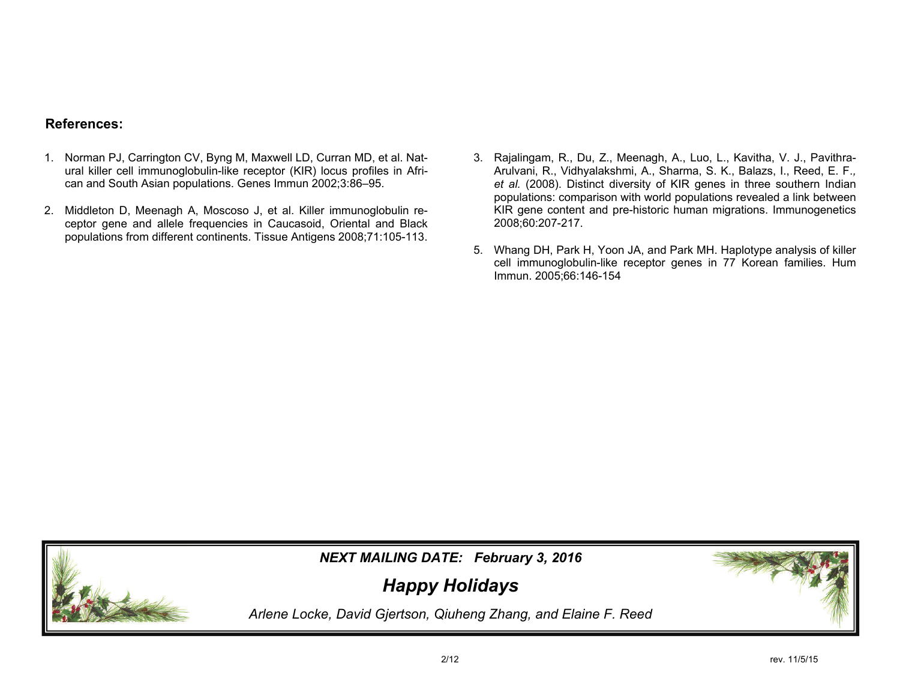## References:

1. Norman PJ, Carrington CV, Byng M, Maxwell LD, Curran MD, et al. Natural killer cell immunoglobulin-like receptor (KIR) locus profiles in African and South Asian populations. Genes Immun 2002;3:86–95.

2. Middleton D, Meenagh A, Moscoso J, et al. Killer immunoglobulin receptor gene and allele frequencies in Caucasoid, Oriental and Black populations from different continents. Tissue Antigens 2008;71:105-113.

3. Rajalingam, R., Du, Z., Meenagh, A., Luo, L., Kavitha, V. J., Pavithra-Arulvani, R., Vidhyalakshmi, A., Sharma, S. K., Balazs, I., Reed, E. F., *et al.* (2008). Distinct diversity of KIR genes in three southern Indian populations: comparison with world populations revealed a link between KIR gene content and pre-historic human migrations. Immunogenetics 2008;60:207-217.

5. Whang DH, Park H, Yoon JA, and Park MH. Haplotype analysis of killer cell immunoglobulin-like receptor genes in 77 Korean families. Hum Immun. 2005;66:146-154

***NEXT MAILING DATE: February 3, 2016***

***Happy Holidays***

*Arlene Locke, David Gjertson, Qiuheng Zhang, and Elaine F. Reed*

rev. 11/5/15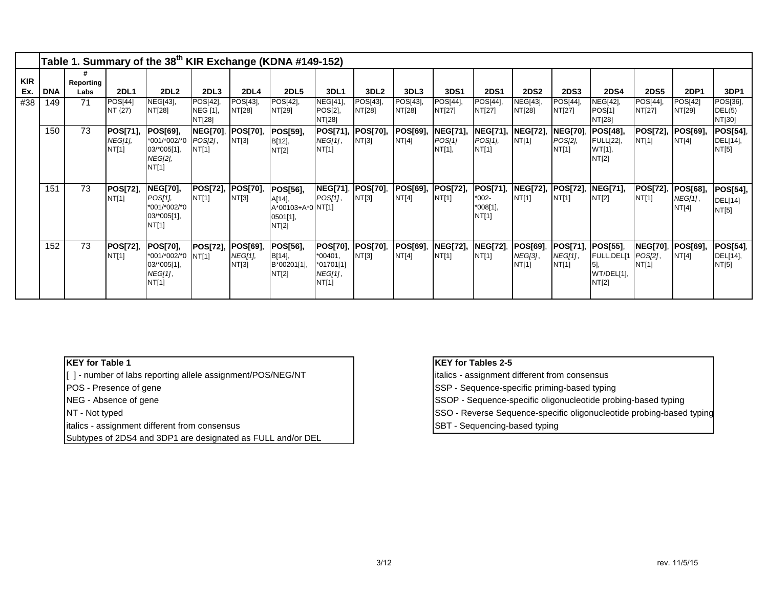## Table 1. Summary of the 38th KIR Exchange (KDNA #149-152)

| KIR Ex. | DNA | # Reporting Labs | 2DL1 | 2DL2 | 2DL3 | 2DL4 | 2DL5 | 3DL1 | 3DL2 | 3DL3 | 3DS1 | 2DS1 | 2DS2 | 2DS3 | 2DS4 | 2DS5 | 2DP1 | 3DP1 |
|---|---|---|---|---|---|---|---|---|---|---|---|---|---|---|---|---|---|---|
| #38 | 149 | 71 | POS[44] NT {27) | NEG[43], NT[28] | POS[42], NEG [1], NT[28] | POS[43], NT[28] | POS[42], NT[29] | NEG[41], POS[2], NT[28] | POS[43], NT[28] | POS[43], NT[28] | POS[44], NT[27] | POS[44], NT[27] | NEG[43], NT[28] | POS[44], NT[27] | NEG[42], POS[1] NT[28] | POS[44], NT[27] | POS[42] NT[29] | POS[36], DEL(5) NT[30] |
| | 150 | 73 | **POS[71],** *NEG[1],* NT[1] | **POS[69],** *001/*002/*003/*005[1], *NEG[2],* NT[1] | **NEG[70]**, *POS[2]*, NT[1] | **POS[70]**, NT[3] | **POS[59],** B[12], NT[2] | **POS[71],** *NEG[1]*, NT[1] | **POS[70]**, NT[3] | **POS[69],** NT[4] | **NEG[71],** *POS[1]* NT[1], | **NEG[71],** *POS[1],* NT[1] | **NEG[72]**, NT[1] | **NEG[70]**, *POS[2],* NT[1] | **POS[48],** FULL[22], WT[1], NT[2] | **POS[72],** NT[1] | **POS[69],** NT[4] | **POS[54]**, DEL[14], NT[5] |
| | 151 | 73 | **POS[72]**, NT[1] | **NEG[70],** *POS[1],* *001/*002/*003/*005[1], NT[1] | **POS[72],** NT[1] | **POS[70]**, NT[3] | **POS[56],** A[14], A*00103+A*00501[1], NT[2] | **NEG[71]**, *POS[1]*, NT[1] | **POS[70]**, NT[3] | **POS[69],** NT[4] | **POS[72],** NT[1] | **POS[71]**, *002-*008[1], NT[1] | **NEG[72],** NT[1] | **POS[72]**, NT[1] | **NEG[71],** NT[2] | **POS[72]**, NT[1] | **POS[68],** *NEG[1]*, NT[4] | **POS[54],** DEL[14] NT[5] |
| | 152 | 73 | **POS[72]**, NT[1] | **POS[70],** *001/*002/*003/*005[1], *NEG[1]*, NT[1] | **POS[72],** NT[1] | **POS[69]**, *NEG[1],* NT[3] | **POS[56],** B[14], B*00201[1], NT[2] | **POS[70]**, *00401, *01701[1] *NEG[1]*, NT[1] | **POS[70]**, NT[3] | **POS[69]**, NT[4] | **NEG[72],** NT[1] | **NEG[72]**, NT[1] | **POS[69]**, *NEG[3]*, NT[1] | **POS[71]**, *NEG[1]*, NT[1] | **POS[55]**, FULL,DEL[15], WT/DEL[1], NT[2] | **NEG[70]**, *POS[2]*, NT[1] | **POS[69],** NT[4] | **POS[54]**, DEL[14], NT[5] |

**KEY for Table 1**

[ ] - number of labs reporting allele assignment/POS/NEG/NT
POS - Presence of gene
NEG - Absence of gene
NT - Not typed
italics - assignment different from consensus
Subtypes of 2DS4 and 3DP1 are designated as FULL and/or DEL

**KEY for Tables 2-5**

italics - assignment different from consensus
SSP - Sequence-specific priming-based typing
SSOP - Sequence-specific oligonucleotide probing-based typing
SSO - Reverse Sequence-specific oligonucleotide probing-based typing
SBT - Sequencing-based typing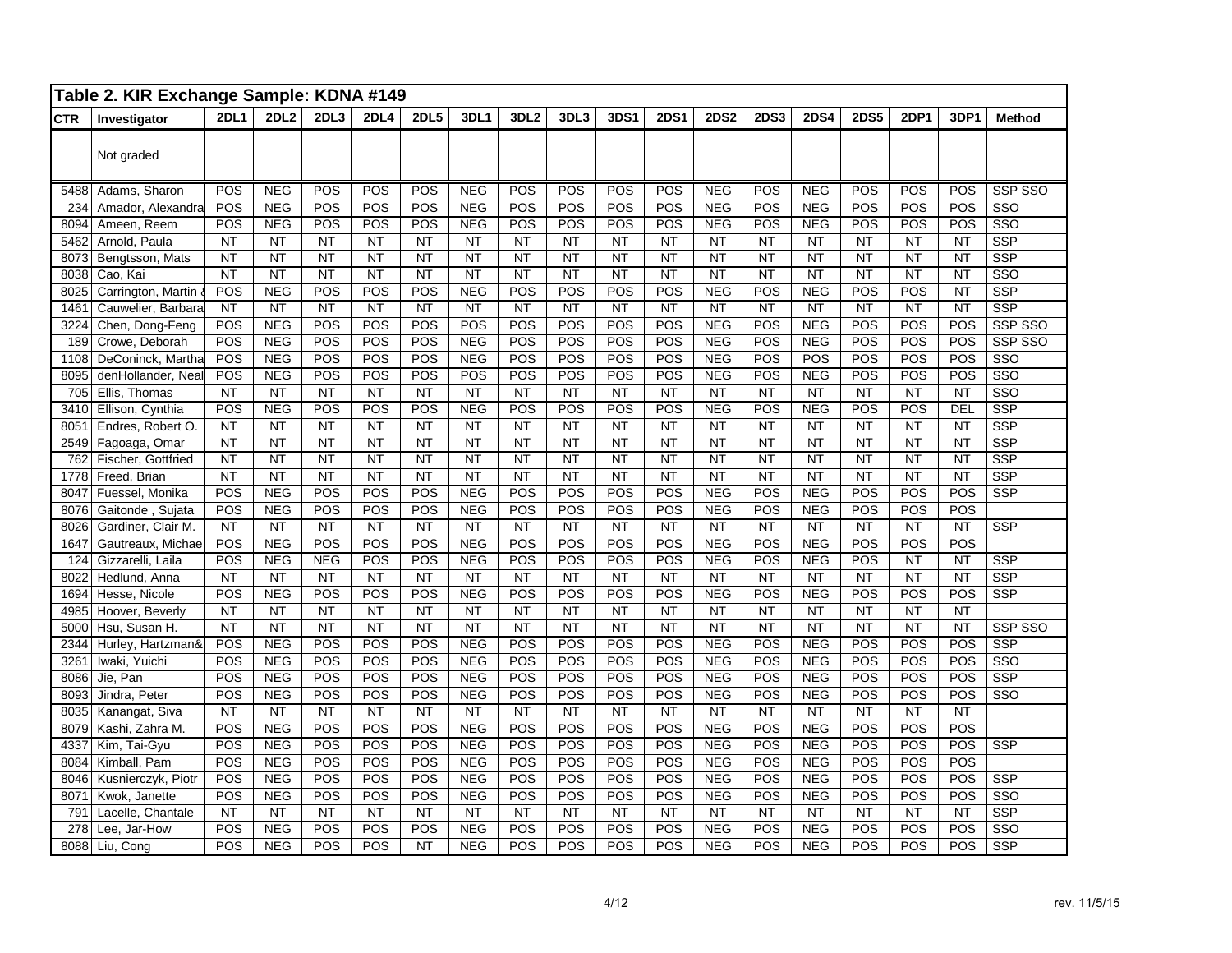## Table 2. KIR Exchange Sample: KDNA #149

| CTR | Investigator | 2DL1 | 2DL2 | 2DL3 | 2DL4 | 2DL5 | 3DL1 | 3DL2 | 3DL3 | 3DS1 | 2DS1 | 2DS2 | 2DS3 | 2DS4 | 2DS5 | 2DP1 | 3DP1 | Method |
|---|---|---|---|---|---|---|---|---|---|---|---|---|---|---|---|---|---|---|
| | Not graded | | | | | | | | | | | | | | | | | |
| 5488 | Adams, Sharon | POS | NEG | POS | POS | POS | NEG | POS | POS | POS | POS | NEG | POS | NEG | POS | POS | POS | SSP SSO |
| 234 | Amador, Alexandra | POS | NEG | POS | POS | POS | NEG | POS | POS | POS | POS | NEG | POS | NEG | POS | POS | POS | SSO |
| 8094 | Ameen, Reem | POS | NEG | POS | POS | POS | NEG | POS | POS | POS | POS | NEG | POS | NEG | POS | POS | POS | SSO |
| 5462 | Arnold, Paula | NT | NT | NT | NT | NT | NT | NT | NT | NT | NT | NT | NT | NT | NT | NT | NT | SSP |
| 8073 | Bengtsson, Mats | NT | NT | NT | NT | NT | NT | NT | NT | NT | NT | NT | NT | NT | NT | NT | NT | SSP |
| 8038 | Cao, Kai | NT | NT | NT | NT | NT | NT | NT | NT | NT | NT | NT | NT | NT | NT | NT | NT | SSO |
| 8025 | Carrington, Martin | POS | NEG | POS | POS | POS | NEG | POS | POS | POS | POS | NEG | POS | NEG | POS | POS | NT | SSP |
| 1461 | Cauwelier, Barbara | NT | NT | NT | NT | NT | NT | NT | NT | NT | NT | NT | NT | NT | NT | NT | NT | SSP |
| 3224 | Chen, Dong-Feng | POS | NEG | POS | POS | POS | POS | POS | POS | POS | POS | NEG | POS | NEG | POS | POS | POS | SSP SSO |
| 189 | Crowe, Deborah | POS | NEG | POS | POS | POS | NEG | POS | POS | POS | POS | NEG | POS | NEG | POS | POS | POS | SSP SSO |
| 1108 | DeConinck, Martha | POS | NEG | POS | POS | POS | NEG | POS | POS | POS | POS | NEG | POS | POS | POS | POS | POS | SSO |
| 8095 | denHollander, Neal | POS | NEG | POS | POS | POS | POS | POS | POS | POS | POS | NEG | POS | NEG | POS | POS | POS | SSO |
| 705 | Ellis, Thomas | NT | NT | NT | NT | NT | NT | NT | NT | NT | NT | NT | NT | NT | NT | NT | NT | SSO |
| 3410 | Ellison, Cynthia | POS | NEG | POS | POS | POS | NEG | POS | POS | POS | POS | NEG | POS | NEG | POS | POS | DEL | SSP |
| 8051 | Endres, Robert O. | NT | NT | NT | NT | NT | NT | NT | NT | NT | NT | NT | NT | NT | NT | NT | NT | SSP |
| 2549 | Fagoaga, Omar | NT | NT | NT | NT | NT | NT | NT | NT | NT | NT | NT | NT | NT | NT | NT | NT | SSP |
| 762 | Fischer, Gottfried | NT | NT | NT | NT | NT | NT | NT | NT | NT | NT | NT | NT | NT | NT | NT | NT | SSP |
| 1778 | Freed, Brian | NT | NT | NT | NT | NT | NT | NT | NT | NT | NT | NT | NT | NT | NT | NT | NT | SSP |
| 8047 | Fuessel, Monika | POS | NEG | POS | POS | POS | NEG | POS | POS | POS | POS | NEG | POS | NEG | POS | POS | POS | SSP |
| 8076 | Gaitonde , Sujata | POS | NEG | POS | POS | POS | NEG | POS | POS | POS | POS | NEG | POS | NEG | POS | POS | POS | |
| 8026 | Gardiner, Clair M. | NT | NT | NT | NT | NT | NT | NT | NT | NT | NT | NT | NT | NT | NT | NT | NT | SSP |
| 1647 | Gautreaux, Michae | POS | NEG | POS | POS | POS | NEG | POS | POS | POS | POS | NEG | POS | NEG | POS | POS | POS | |
| 124 | Gizzarelli, Laila | POS | NEG | NEG | POS | POS | NEG | POS | POS | POS | POS | NEG | POS | NEG | POS | NT | NT | SSP |
| 8022 | Hedlund, Anna | NT | NT | NT | NT | NT | NT | NT | NT | NT | NT | NT | NT | NT | NT | NT | NT | SSP |
| 1694 | Hesse, Nicole | POS | NEG | POS | POS | POS | NEG | POS | POS | POS | POS | NEG | POS | NEG | POS | POS | POS | SSP |
| 4985 | Hoover, Beverly | NT | NT | NT | NT | NT | NT | NT | NT | NT | NT | NT | NT | NT | NT | NT | NT | |
| 5000 | Hsu, Susan H. | NT | NT | NT | NT | NT | NT | NT | NT | NT | NT | NT | NT | NT | NT | NT | NT | SSP SSO |
| 2344 | Hurley, Hartzman& | POS | NEG | POS | POS | POS | NEG | POS | POS | POS | POS | NEG | POS | NEG | POS | POS | POS | SSP |
| 3261 | Iwaki, Yuichi | POS | NEG | POS | POS | POS | NEG | POS | POS | POS | POS | NEG | POS | NEG | POS | POS | POS | SSO |
| 8086 | Jie, Pan | POS | NEG | POS | POS | POS | NEG | POS | POS | POS | POS | NEG | POS | NEG | POS | POS | POS | SSP |
| 8093 | Jindra, Peter | POS | NEG | POS | POS | POS | NEG | POS | POS | POS | POS | NEG | POS | NEG | POS | POS | POS | SSO |
| 8035 | Kanangat, Siva | NT | NT | NT | NT | NT | NT | NT | NT | NT | NT | NT | NT | NT | NT | NT | NT | |
| 8079 | Kashi, Zahra M. | POS | NEG | POS | POS | POS | NEG | POS | POS | POS | POS | NEG | POS | NEG | POS | POS | POS | |
| 4337 | Kim, Tai-Gyu | POS | NEG | POS | POS | POS | NEG | POS | POS | POS | POS | NEG | POS | NEG | POS | POS | POS | SSP |
| 8084 | Kimball, Pam | POS | NEG | POS | POS | POS | NEG | POS | POS | POS | POS | NEG | POS | NEG | POS | POS | POS | |
| 8046 | Kusnierczyk, Piotr | POS | NEG | POS | POS | POS | NEG | POS | POS | POS | POS | NEG | POS | NEG | POS | POS | POS | SSP |
| 8071 | Kwok, Janette | POS | NEG | POS | POS | POS | NEG | POS | POS | POS | POS | NEG | POS | NEG | POS | POS | POS | SSO |
| 791 | Lacelle, Chantale | NT | NT | NT | NT | NT | NT | NT | NT | NT | NT | NT | NT | NT | NT | NT | NT | SSP |
| 278 | Lee, Jar-How | POS | NEG | POS | POS | POS | NEG | POS | POS | POS | POS | NEG | POS | NEG | POS | POS | POS | SSO |
| 8088 | Liu, Cong | POS | NEG | POS | POS | NT | NEG | POS | POS | POS | POS | NEG | POS | NEG | POS | POS | POS | SSP |

rev. 11/5/15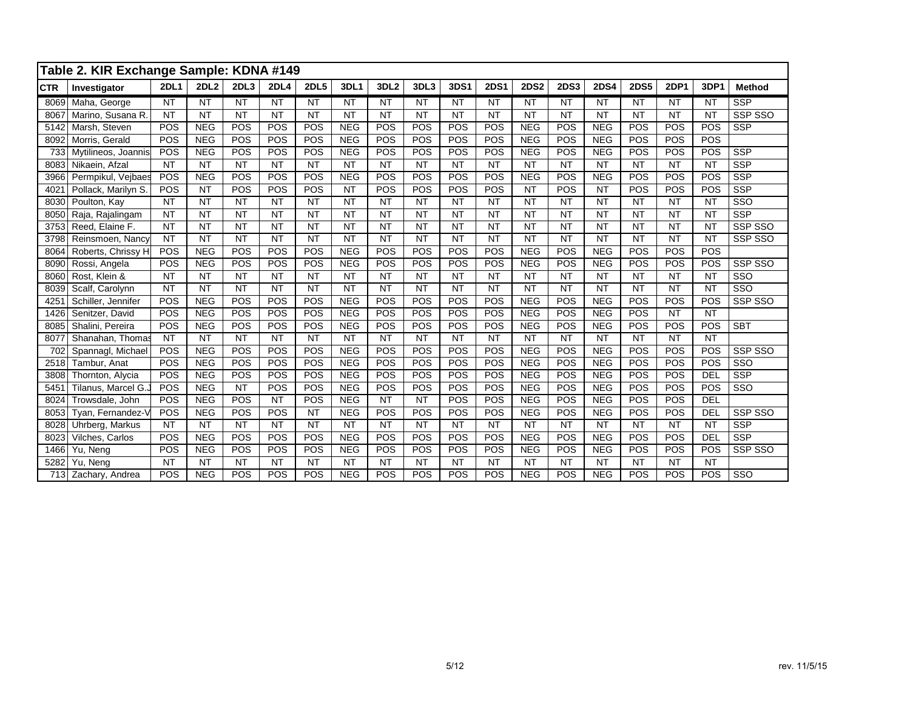## Table 2. KIR Exchange Sample: KDNA #149

| CTR | Investigator | 2DL1 | 2DL2 | 2DL3 | 2DL4 | 2DL5 | 3DL1 | 3DL2 | 3DL3 | 3DS1 | 2DS1 | 2DS2 | 2DS3 | 2DS4 | 2DS5 | 2DP1 | 3DP1 | Method |
|---|---|---|---|---|---|---|---|---|---|---|---|---|---|---|---|---|---|---|
| 8069 | Maha, George | NT | NT | NT | NT | NT | NT | NT | NT | NT | NT | NT | NT | NT | NT | NT | NT | SSP |
| 8067 | Marino, Susana R. | NT | NT | NT | NT | NT | NT | NT | NT | NT | NT | NT | NT | NT | NT | NT | NT | SSP SSO |
| 5142 | Marsh, Steven | POS | NEG | POS | POS | POS | NEG | POS | POS | POS | POS | NEG | POS | NEG | POS | POS | POS | SSP |
| 8092 | Morris, Gerald | POS | NEG | POS | POS | POS | NEG | POS | POS | POS | POS | NEG | POS | NEG | POS | POS | POS | |
| 733 | Mytilineos, Joannis | POS | NEG | POS | POS | POS | NEG | POS | POS | POS | POS | NEG | POS | NEG | POS | POS | POS | SSP |
| 8083 | Nikaein, Afzal | NT | NT | NT | NT | NT | NT | NT | NT | NT | NT | NT | NT | NT | NT | NT | NT | SSP |
| 3966 | Permpikul, Vejbaes | POS | NEG | POS | POS | POS | NEG | POS | POS | POS | POS | NEG | POS | NEG | POS | POS | POS | SSP |
| 4021 | Pollack, Marilyn S. | POS | NT | POS | POS | POS | NT | POS | POS | POS | POS | NT | POS | NT | POS | POS | POS | SSP |
| 8030 | Poulton, Kay | NT | NT | NT | NT | NT | NT | NT | NT | NT | NT | NT | NT | NT | NT | NT | NT | SSO |
| 8050 | Raja, Rajalingam | NT | NT | NT | NT | NT | NT | NT | NT | NT | NT | NT | NT | NT | NT | NT | NT | SSP |
| 3753 | Reed, Elaine F. | NT | NT | NT | NT | NT | NT | NT | NT | NT | NT | NT | NT | NT | NT | NT | NT | SSP SSO |
| 3798 | Reinsmoen, Nancy | NT | NT | NT | NT | NT | NT | NT | NT | NT | NT | NT | NT | NT | NT | NT | NT | SSP SSO |
| 8064 | Roberts, Chrissy H | POS | NEG | POS | POS | POS | NEG | POS | POS | POS | POS | NEG | POS | NEG | POS | POS | POS | |
| 8090 | Rossi, Angela | POS | NEG | POS | POS | POS | NEG | POS | POS | POS | POS | NEG | POS | NEG | POS | POS | POS | SSP SSO |
| 8060 | Rost, Klein & | NT | NT | NT | NT | NT | NT | NT | NT | NT | NT | NT | NT | NT | NT | NT | NT | SSO |
| 8039 | Scalf, Carolynn | NT | NT | NT | NT | NT | NT | NT | NT | NT | NT | NT | NT | NT | NT | NT | NT | SSO |
| 4251 | Schiller, Jennifer | POS | NEG | POS | POS | POS | NEG | POS | POS | POS | POS | NEG | POS | NEG | POS | POS | POS | SSP SSO |
| 1426 | Senitzer, David | POS | NEG | POS | POS | POS | NEG | POS | POS | POS | POS | NEG | POS | NEG | POS | NT | NT | |
| 8085 | Shalini, Pereira | POS | NEG | POS | POS | POS | NEG | POS | POS | POS | POS | NEG | POS | NEG | POS | POS | POS | SBT |
| 8077 | Shanahan, Thomas | NT | NT | NT | NT | NT | NT | NT | NT | NT | NT | NT | NT | NT | NT | NT | NT | |
| 702 | Spannagl, Michael | POS | NEG | POS | POS | POS | NEG | POS | POS | POS | POS | NEG | POS | NEG | POS | POS | POS | SSP SSO |
| 2518 | Tambur, Anat | POS | NEG | POS | POS | POS | NEG | POS | POS | POS | POS | NEG | POS | NEG | POS | POS | POS | SSO |
| 3808 | Thornton, Alycia | POS | NEG | POS | POS | POS | NEG | POS | POS | POS | POS | NEG | POS | NEG | POS | POS | DEL | SSP |
| 5451 | Tilanus, Marcel G.J | POS | NEG | NT | POS | POS | NEG | POS | POS | POS | POS | NEG | POS | NEG | POS | POS | POS | SSO |
| 8024 | Trowsdale, John | POS | NEG | POS | NT | POS | NEG | NT | NT | POS | POS | NEG | POS | NEG | POS | POS | DEL | |
| 8053 | Tyan, Fernandez-V | POS | NEG | POS | POS | NT | NEG | POS | POS | POS | POS | NEG | POS | NEG | POS | POS | DEL | SSP SSO |
| 8028 | Uhrberg, Markus | NT | NT | NT | NT | NT | NT | NT | NT | NT | NT | NT | NT | NT | NT | NT | NT | SSP |
| 8023 | Vilches, Carlos | POS | NEG | POS | POS | POS | NEG | POS | POS | POS | POS | NEG | POS | NEG | POS | POS | DEL | SSP |
| 1466 | Yu, Neng | POS | NEG | POS | POS | POS | NEG | POS | POS | POS | POS | NEG | POS | NEG | POS | POS | POS | SSP SSO |
| 5282 | Yu, Neng | NT | NT | NT | NT | NT | NT | NT | NT | NT | NT | NT | NT | NT | NT | NT | NT | |
| 713 | Zachary, Andrea | POS | NEG | POS | POS | POS | NEG | POS | POS | POS | POS | NEG | POS | NEG | POS | POS | POS | SSO |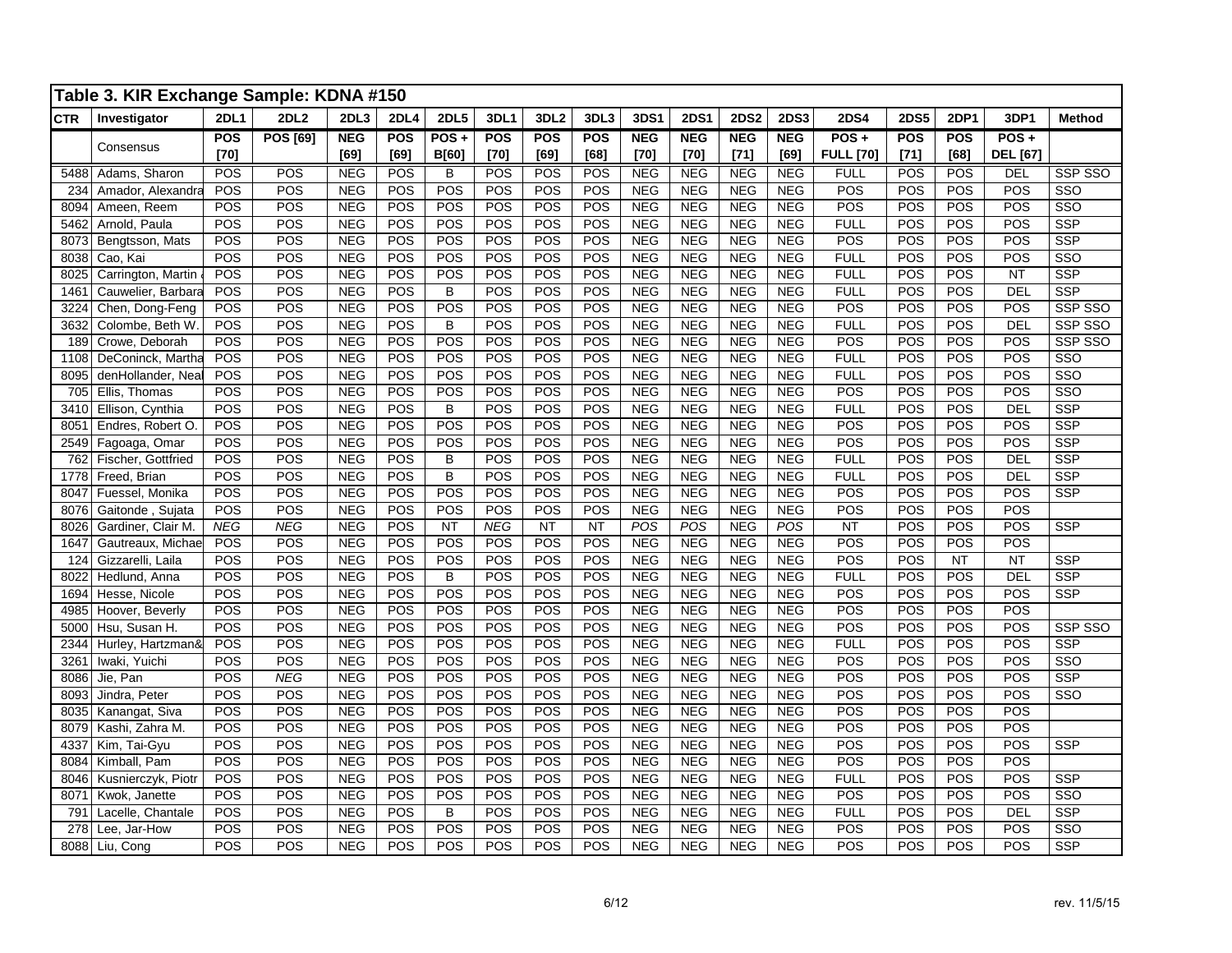## Table 3. KIR Exchange Sample: KDNA #150

| CTR | Investigator | 2DL1 | 2DL2 | 2DL3 | 2DL4 | 2DL5 | 3DL1 | 3DL2 | 3DL3 | 3DS1 | 2DS1 | 2DS2 | 2DS3 | 2DS4 | 2DS5 | 2DP1 | 3DP1 | Method |
|---|---|---|---|---|---|---|---|---|---|---|---|---|---|---|---|---|---|---|
| | Consensus | POS [70] | POS [69] | NEG [69] | POS [69] | POS + B[60] | POS [70] | POS [69] | POS [68] | NEG [70] | NEG [70] | NEG [71] | NEG [69] | POS + FULL [70] | POS [71] | POS [68] | POS + DEL [67] | |
| 5488 | Adams, Sharon | POS | POS | NEG | POS | B | POS | POS | POS | NEG | NEG | NEG | NEG | FULL | POS | POS | DEL | SSP SSO |
| 234 | Amador, Alexandra | POS | POS | NEG | POS | POS | POS | POS | POS | NEG | NEG | NEG | NEG | POS | POS | POS | POS | SSO |
| 8094 | Ameen, Reem | POS | POS | NEG | POS | POS | POS | POS | POS | NEG | NEG | NEG | NEG | POS | POS | POS | POS | SSO |
| 5462 | Arnold, Paula | POS | POS | NEG | POS | POS | POS | POS | POS | NEG | NEG | NEG | NEG | FULL | POS | POS | POS | SSP |
| 8073 | Bengtsson, Mats | POS | POS | NEG | POS | POS | POS | POS | POS | NEG | NEG | NEG | NEG | POS | POS | POS | POS | SSP |
| 8038 | Cao, Kai | POS | POS | NEG | POS | POS | POS | POS | POS | NEG | NEG | NEG | NEG | FULL | POS | POS | POS | SSO |
| 8025 | Carrington, Martin | POS | POS | NEG | POS | POS | POS | POS | POS | NEG | NEG | NEG | NEG | FULL | POS | POS | NT | SSP |
| 1461 | Cauwelier, Barbara | POS | POS | NEG | POS | B | POS | POS | POS | NEG | NEG | NEG | NEG | FULL | POS | POS | DEL | SSP |
| 3224 | Chen, Dong-Feng | POS | POS | NEG | POS | POS | POS | POS | POS | NEG | NEG | NEG | NEG | POS | POS | POS | POS | SSP SSO |
| 3632 | Colombe, Beth W. | POS | POS | NEG | POS | B | POS | POS | POS | NEG | NEG | NEG | NEG | FULL | POS | POS | DEL | SSP SSO |
| 189 | Crowe, Deborah | POS | POS | NEG | POS | POS | POS | POS | POS | NEG | NEG | NEG | NEG | POS | POS | POS | POS | SSP SSO |
| 1108 | DeConinck, Martha | POS | POS | NEG | POS | POS | POS | POS | POS | NEG | NEG | NEG | NEG | FULL | POS | POS | POS | SSO |
| 8095 | denHollander, Neal | POS | POS | NEG | POS | POS | POS | POS | POS | NEG | NEG | NEG | NEG | FULL | POS | POS | POS | SSO |
| 705 | Ellis, Thomas | POS | POS | NEG | POS | POS | POS | POS | POS | NEG | NEG | NEG | NEG | POS | POS | POS | POS | SSO |
| 3410 | Ellison, Cynthia | POS | POS | NEG | POS | B | POS | POS | POS | NEG | NEG | NEG | NEG | FULL | POS | POS | DEL | SSP |
| 8051 | Endres, Robert O. | POS | POS | NEG | POS | POS | POS | POS | POS | NEG | NEG | NEG | NEG | POS | POS | POS | POS | SSP |
| 2549 | Fagoaga, Omar | POS | POS | NEG | POS | POS | POS | POS | POS | NEG | NEG | NEG | NEG | POS | POS | POS | POS | SSP |
| 762 | Fischer, Gottfried | POS | POS | NEG | POS | B | POS | POS | POS | NEG | NEG | NEG | NEG | FULL | POS | POS | DEL | SSP |
| 1778 | Freed, Brian | POS | POS | NEG | POS | B | POS | POS | POS | NEG | NEG | NEG | NEG | FULL | POS | POS | DEL | SSP |
| 8047 | Fuessel, Monika | POS | POS | NEG | POS | POS | POS | POS | POS | NEG | NEG | NEG | NEG | POS | POS | POS | POS | SSP |
| 8076 | Gaitonde , Sujata | POS | POS | NEG | POS | POS | POS | POS | POS | NEG | NEG | NEG | NEG | POS | POS | POS | POS | |
| 8026 | Gardiner, Clair M. | *NEG* | *NEG* | NEG | POS | NT | *NEG* | NT | NT | *POS* | *POS* | NEG | *POS* | NT | POS | POS | POS | SSP |
| 1647 | Gautreaux, Michael | POS | POS | NEG | POS | POS | POS | POS | POS | NEG | NEG | NEG | NEG | POS | POS | POS | POS | |
| 124 | Gizzarelli, Laila | POS | POS | NEG | POS | POS | POS | POS | POS | NEG | NEG | NEG | NEG | POS | POS | NT | NT | SSP |
| 8022 | Hedlund, Anna | POS | POS | NEG | POS | B | POS | POS | POS | NEG | NEG | NEG | NEG | FULL | POS | POS | DEL | SSP |
| 1694 | Hesse, Nicole | POS | POS | NEG | POS | POS | POS | POS | POS | NEG | NEG | NEG | NEG | POS | POS | POS | POS | SSP |
| 4985 | Hoover, Beverly | POS | POS | NEG | POS | POS | POS | POS | POS | NEG | NEG | NEG | NEG | POS | POS | POS | POS | |
| 5000 | Hsu, Susan H. | POS | POS | NEG | POS | POS | POS | POS | POS | NEG | NEG | NEG | NEG | POS | POS | POS | POS | SSP SSO |
| 2344 | Hurley, Hartzman& | POS | POS | NEG | POS | POS | POS | POS | POS | NEG | NEG | NEG | NEG | FULL | POS | POS | POS | SSP |
| 3261 | Iwaki, Yuichi | POS | POS | NEG | POS | POS | POS | POS | POS | NEG | NEG | NEG | NEG | POS | POS | POS | POS | SSO |
| 8086 | Jie, Pan | POS | *NEG* | NEG | POS | POS | POS | POS | POS | NEG | NEG | NEG | NEG | POS | POS | POS | POS | SSP |
| 8093 | Jindra, Peter | POS | POS | NEG | POS | POS | POS | POS | POS | NEG | NEG | NEG | NEG | POS | POS | POS | POS | SSO |
| 8035 | Kanangat, Siva | POS | POS | NEG | POS | POS | POS | POS | POS | NEG | NEG | NEG | NEG | POS | POS | POS | POS | |
| 8079 | Kashi, Zahra M. | POS | POS | NEG | POS | POS | POS | POS | POS | NEG | NEG | NEG | NEG | POS | POS | POS | POS | |
| 4337 | Kim, Tai-Gyu | POS | POS | NEG | POS | POS | POS | POS | POS | NEG | NEG | NEG | NEG | POS | POS | POS | POS | SSP |
| 8084 | Kimball, Pam | POS | POS | NEG | POS | POS | POS | POS | POS | NEG | NEG | NEG | NEG | POS | POS | POS | POS | |
| 8046 | Kusnierczyk, Piotr | POS | POS | NEG | POS | POS | POS | POS | POS | NEG | NEG | NEG | NEG | FULL | POS | POS | POS | SSP |
| 8071 | Kwok, Janette | POS | POS | NEG | POS | POS | POS | POS | POS | NEG | NEG | NEG | NEG | POS | POS | POS | POS | SSO |
| 791 | Lacelle, Chantale | POS | POS | NEG | POS | B | POS | POS | POS | NEG | NEG | NEG | NEG | FULL | POS | POS | DEL | SSP |
| 278 | Lee, Jar-How | POS | POS | NEG | POS | POS | POS | POS | POS | NEG | NEG | NEG | NEG | POS | POS | POS | POS | SSO |
| 8088 | Liu, Cong | POS | POS | NEG | POS | POS | POS | POS | POS | NEG | NEG | NEG | NEG | POS | POS | POS | POS | SSP |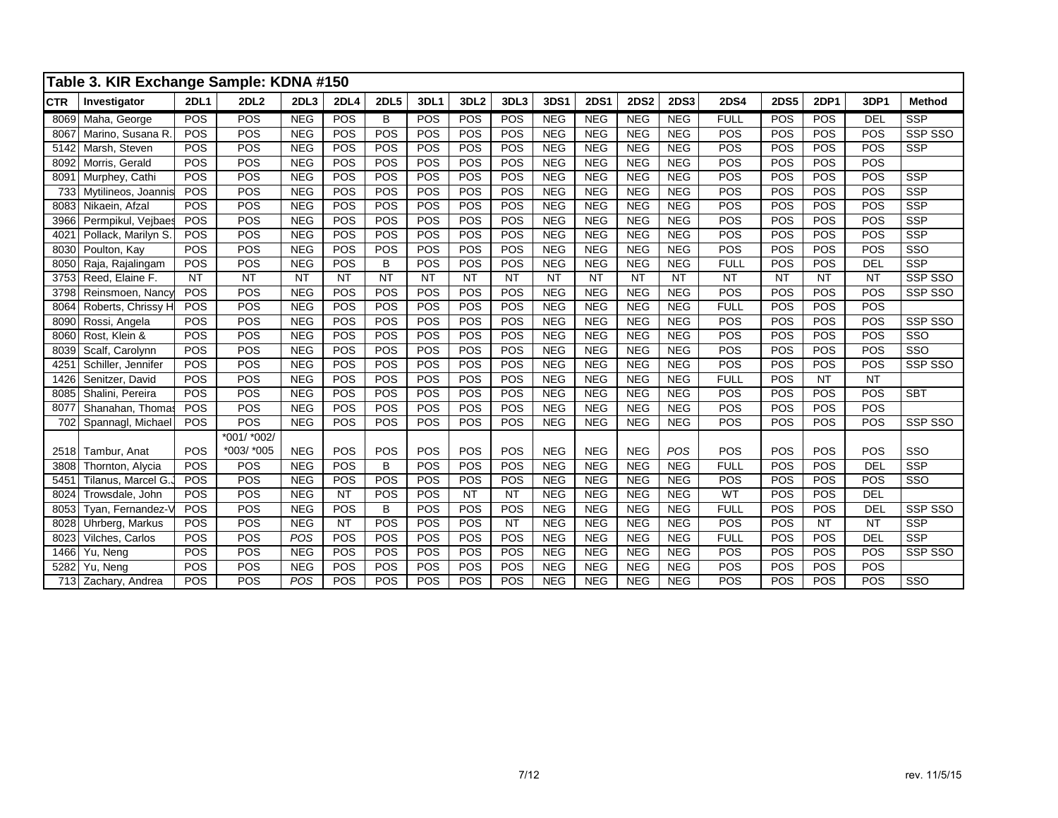**Table 3. KIR Exchange Sample: KDNA #150**

| CTR | Investigator | 2DL1 | 2DL2 | 2DL3 | 2DL4 | 2DL5 | 3DL1 | 3DL2 | 3DL3 | 3DS1 | 2DS1 | 2DS2 | 2DS3 | 2DS4 | 2DS5 | 2DP1 | 3DP1 | Method |
|---|---|---|---|---|---|---|---|---|---|---|---|---|---|---|---|---|---|---|
| 8069 | Maha, George | POS | POS | NEG | POS | B | POS | POS | POS | NEG | NEG | NEG | NEG | FULL | POS | POS | DEL | SSP |
| 8067 | Marino, Susana R. | POS | POS | NEG | POS | POS | POS | POS | POS | NEG | NEG | NEG | NEG | POS | POS | POS | POS | SSP SSO |
| 5142 | Marsh, Steven | POS | POS | NEG | POS | POS | POS | POS | POS | NEG | NEG | NEG | NEG | POS | POS | POS | POS | SSP |
| 8092 | Morris, Gerald | POS | POS | NEG | POS | POS | POS | POS | POS | NEG | NEG | NEG | NEG | POS | POS | POS | POS | |
| 8091 | Murphey, Cathi | POS | POS | NEG | POS | POS | POS | POS | POS | NEG | NEG | NEG | NEG | POS | POS | POS | POS | SSP |
| 733 | Mytilineos, Joannis | POS | POS | NEG | POS | POS | POS | POS | POS | NEG | NEG | NEG | NEG | POS | POS | POS | POS | SSP |
| 8083 | Nikaein, Afzal | POS | POS | NEG | POS | POS | POS | POS | POS | NEG | NEG | NEG | NEG | POS | POS | POS | POS | SSP |
| 3966 | Permpikul, Vejbaes | POS | POS | NEG | POS | POS | POS | POS | POS | NEG | NEG | NEG | NEG | POS | POS | POS | POS | SSP |
| 4021 | Pollack, Marilyn S. | POS | POS | NEG | POS | POS | POS | POS | POS | NEG | NEG | NEG | NEG | POS | POS | POS | POS | SSP |
| 8030 | Poulton, Kay | POS | POS | NEG | POS | POS | POS | POS | POS | NEG | NEG | NEG | NEG | POS | POS | POS | POS | SSO |
| 8050 | Raja, Rajalingam | POS | POS | NEG | POS | B | POS | POS | POS | NEG | NEG | NEG | NEG | FULL | POS | POS | DEL | SSP |
| 3753 | Reed, Elaine F. | NT | NT | NT | NT | NT | NT | NT | NT | NT | NT | NT | NT | NT | NT | NT | NT | SSP SSO |
| 3798 | Reinsmoen, Nancy | POS | POS | NEG | POS | POS | POS | POS | POS | NEG | NEG | NEG | NEG | POS | POS | POS | POS | SSP SSO |
| 8064 | Roberts, Chrissy H | POS | POS | NEG | POS | POS | POS | POS | POS | NEG | NEG | NEG | NEG | FULL | POS | POS | POS | |
| 8090 | Rossi, Angela | POS | POS | NEG | POS | POS | POS | POS | POS | NEG | NEG | NEG | NEG | POS | POS | POS | POS | SSP SSO |
| 8060 | Rost, Klein & | POS | POS | NEG | POS | POS | POS | POS | POS | NEG | NEG | NEG | NEG | POS | POS | POS | POS | SSO |
| 8039 | Scalf, Carolynn | POS | POS | NEG | POS | POS | POS | POS | POS | NEG | NEG | NEG | NEG | POS | POS | POS | POS | SSO |
| 4251 | Schiller, Jennifer | POS | POS | NEG | POS | POS | POS | POS | POS | NEG | NEG | NEG | NEG | POS | POS | POS | POS | SSP SSO |
| 1426 | Senitzer, David | POS | POS | NEG | POS | POS | POS | POS | POS | NEG | NEG | NEG | NEG | FULL | POS | NT | NT | |
| 8085 | Shalini, Pereira | POS | POS | NEG | POS | POS | POS | POS | POS | NEG | NEG | NEG | NEG | POS | POS | POS | POS | SBT |
| 8077 | Shanahan, Thomas | POS | POS | NEG | POS | POS | POS | POS | POS | NEG | NEG | NEG | NEG | POS | POS | POS | POS | |
| 702 | Spannagl, Michael | POS | POS | NEG | POS | POS | POS | POS | POS | NEG | NEG | NEG | NEG | POS | POS | POS | POS | SSP SSO |
| 2518 | Tambur, Anat | POS | *001/ *002/ *003/ *005 | NEG | POS | POS | POS | POS | POS | NEG | NEG | NEG | *POS* | POS | POS | POS | POS | SSO |
| 3808 | Thornton, Alycia | POS | POS | NEG | POS | B | POS | POS | POS | NEG | NEG | NEG | NEG | FULL | POS | POS | DEL | SSP |
| 5451 | Tilanus, Marcel G.J | POS | POS | NEG | POS | POS | POS | POS | POS | NEG | NEG | NEG | NEG | POS | POS | POS | POS | SSO |
| 8024 | Trowsdale, John | POS | POS | NEG | NT | POS | POS | NT | NT | NEG | NEG | NEG | NEG | WT | POS | POS | DEL | |
| 8053 | Tyan, Fernandez-V | POS | POS | NEG | POS | B | POS | POS | POS | NEG | NEG | NEG | NEG | FULL | POS | POS | DEL | SSP SSO |
| 8028 | Uhrberg, Markus | POS | POS | NEG | NT | POS | POS | POS | NT | NEG | NEG | NEG | NEG | POS | POS | NT | NT | SSP |
| 8023 | Vilches, Carlos | POS | POS | *POS* | POS | POS | POS | POS | POS | NEG | NEG | NEG | NEG | FULL | POS | POS | DEL | SSP |
| 1466 | Yu, Neng | POS | POS | NEG | POS | POS | POS | POS | POS | NEG | NEG | NEG | NEG | POS | POS | POS | POS | SSP SSO |
| 5282 | Yu, Neng | POS | POS | NEG | POS | POS | POS | POS | POS | NEG | NEG | NEG | NEG | POS | POS | POS | POS | |
| 713 | Zachary, Andrea | POS | POS | *POS* | POS | POS | POS | POS | POS | NEG | NEG | NEG | NEG | POS | POS | POS | POS | SSO |

rev. 11/5/15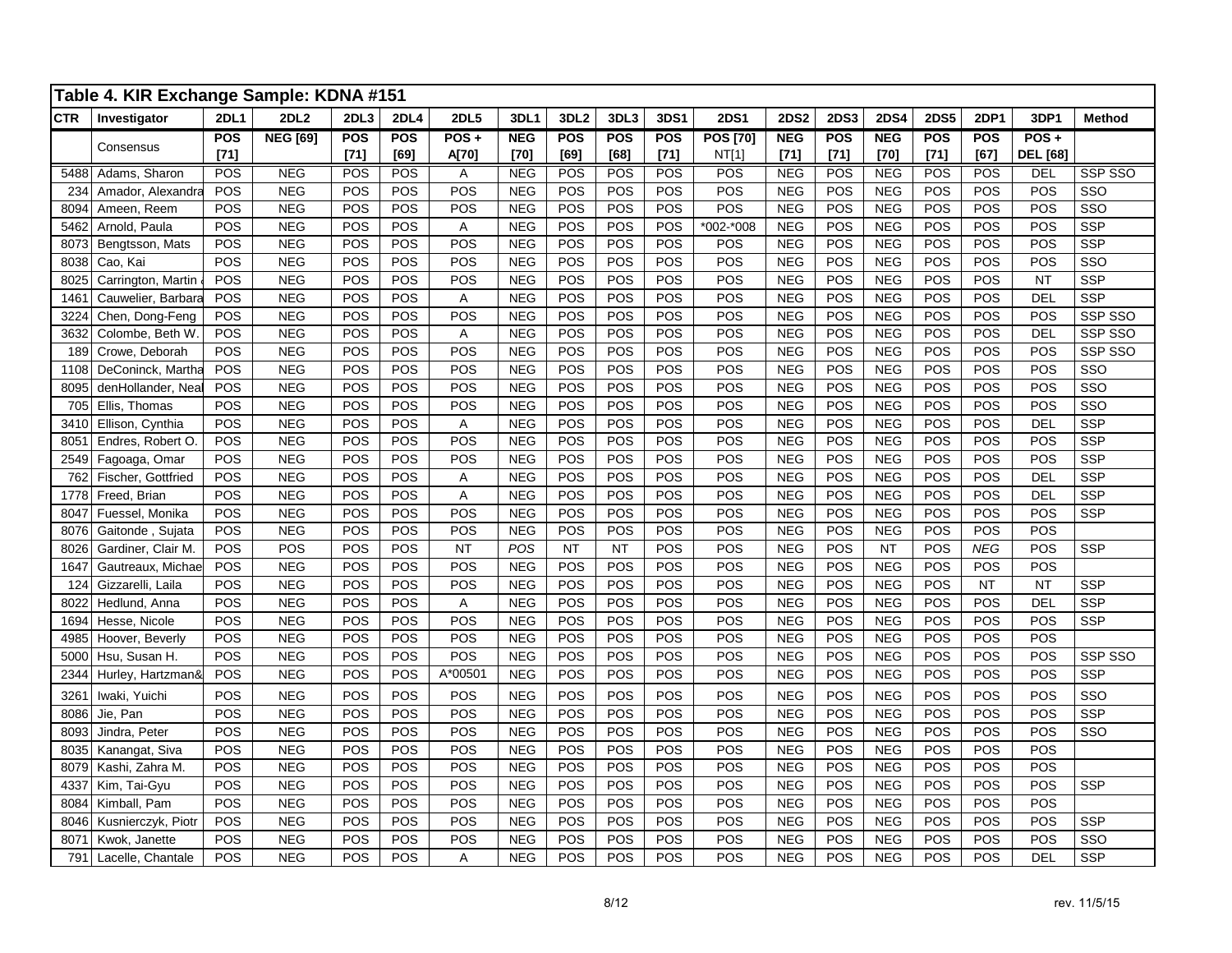## Table 4. KIR Exchange Sample: KDNA #151

| CTR | Investigator | 2DL1 | 2DL2 | 2DL3 | 2DL4 | 2DL5 | 3DL1 | 3DL2 | 3DL3 | 3DS1 | 2DS1 | 2DS2 | 2DS3 | 2DS4 | 2DS5 | 2DP1 | 3DP1 | Method |
|---|---|---|---|---|---|---|---|---|---|---|---|---|---|---|---|---|---|---|
| | Consensus | POS [71] | NEG [69] | POS [71] | POS [69] | POS + A[70] | NEG [70] | POS [69] | POS [68] | POS [71] | POS [70] NT[1] | NEG [71] | POS [71] | NEG [70] | POS [71] | POS [67] | POS + DEL [68] | |
| 5488 | Adams, Sharon | POS | NEG | POS | POS | A | NEG | POS | POS | POS | POS | NEG | POS | NEG | POS | POS | DEL | SSP SSO |
| 234 | Amador, Alexandra | POS | NEG | POS | POS | POS | NEG | POS | POS | POS | POS | NEG | POS | NEG | POS | POS | POS | SSO |
| 8094 | Ameen, Reem | POS | NEG | POS | POS | POS | NEG | POS | POS | POS | POS | NEG | POS | NEG | POS | POS | POS | SSO |
| 5462 | Arnold, Paula | POS | NEG | POS | POS | A | NEG | POS | POS | POS | *002-*008 | NEG | POS | NEG | POS | POS | POS | SSP |
| 8073 | Bengtsson, Mats | POS | NEG | POS | POS | POS | NEG | POS | POS | POS | POS | NEG | POS | NEG | POS | POS | POS | SSP |
| 8038 | Cao, Kai | POS | NEG | POS | POS | POS | NEG | POS | POS | POS | POS | NEG | POS | NEG | POS | POS | POS | SSO |
| 8025 | Carrington, Martin | POS | NEG | POS | POS | POS | NEG | POS | POS | POS | POS | NEG | POS | NEG | POS | POS | NT | SSP |
| 1461 | Cauwelier, Barbara | POS | NEG | POS | POS | A | NEG | POS | POS | POS | POS | NEG | POS | NEG | POS | POS | DEL | SSP |
| 3224 | Chen, Dong-Feng | POS | NEG | POS | POS | POS | NEG | POS | POS | POS | POS | NEG | POS | NEG | POS | POS | POS | SSP SSO |
| 3632 | Colombe, Beth W. | POS | NEG | POS | POS | A | NEG | POS | POS | POS | POS | NEG | POS | NEG | POS | POS | DEL | SSP SSO |
| 189 | Crowe, Deborah | POS | NEG | POS | POS | POS | NEG | POS | POS | POS | POS | NEG | POS | NEG | POS | POS | POS | SSP SSO |
| 1108 | DeConinck, Martha | POS | NEG | POS | POS | POS | NEG | POS | POS | POS | POS | NEG | POS | NEG | POS | POS | POS | SSO |
| 8095 | denHollander, Neal | POS | NEG | POS | POS | POS | NEG | POS | POS | POS | POS | NEG | POS | NEG | POS | POS | POS | SSO |
| 705 | Ellis, Thomas | POS | NEG | POS | POS | POS | NEG | POS | POS | POS | POS | NEG | POS | NEG | POS | POS | POS | SSO |
| 3410 | Ellison, Cynthia | POS | NEG | POS | POS | A | NEG | POS | POS | POS | POS | NEG | POS | NEG | POS | POS | DEL | SSP |
| 8051 | Endres, Robert O. | POS | NEG | POS | POS | POS | NEG | POS | POS | POS | POS | NEG | POS | NEG | POS | POS | POS | SSP |
| 2549 | Fagoaga, Omar | POS | NEG | POS | POS | POS | NEG | POS | POS | POS | POS | NEG | POS | NEG | POS | POS | POS | SSP |
| 762 | Fischer, Gottfried | POS | NEG | POS | POS | A | NEG | POS | POS | POS | POS | NEG | POS | NEG | POS | POS | DEL | SSP |
| 1778 | Freed, Brian | POS | NEG | POS | POS | A | NEG | POS | POS | POS | POS | NEG | POS | NEG | POS | POS | DEL | SSP |
| 8047 | Fuessel, Monika | POS | NEG | POS | POS | POS | NEG | POS | POS | POS | POS | NEG | POS | NEG | POS | POS | POS | SSP |
| 8076 | Gaitonde , Sujata | POS | NEG | POS | POS | POS | NEG | POS | POS | POS | POS | NEG | POS | NEG | POS | POS | POS | |
| 8026 | Gardiner, Clair M. | POS | POS | POS | POS | NT | *POS* | NT | NT | POS | POS | NEG | POS | NT | POS | *NEG* | POS | SSP |
| 1647 | Gautreaux, Michae | POS | NEG | POS | POS | POS | NEG | POS | POS | POS | POS | NEG | POS | NEG | POS | POS | POS | |
| 124 | Gizzarelli, Laila | POS | NEG | POS | POS | POS | NEG | POS | POS | POS | POS | NEG | POS | NEG | POS | NT | NT | SSP |
| 8022 | Hedlund, Anna | POS | NEG | POS | POS | A | NEG | POS | POS | POS | POS | NEG | POS | NEG | POS | POS | DEL | SSP |
| 1694 | Hesse, Nicole | POS | NEG | POS | POS | POS | NEG | POS | POS | POS | POS | NEG | POS | NEG | POS | POS | POS | SSP |
| 4985 | Hoover, Beverly | POS | NEG | POS | POS | POS | NEG | POS | POS | POS | POS | NEG | POS | NEG | POS | POS | POS | |
| 5000 | Hsu, Susan H. | POS | NEG | POS | POS | POS | NEG | POS | POS | POS | POS | NEG | POS | NEG | POS | POS | POS | SSP SSO |
| 2344 | Hurley, Hartzman& | POS | NEG | POS | POS | A*00501 | NEG | POS | POS | POS | POS | NEG | POS | NEG | POS | POS | POS | SSP |
| 3261 | Iwaki, Yuichi | POS | NEG | POS | POS | POS | NEG | POS | POS | POS | POS | NEG | POS | NEG | POS | POS | POS | SSO |
| 8086 | Jie, Pan | POS | NEG | POS | POS | POS | NEG | POS | POS | POS | POS | NEG | POS | NEG | POS | POS | POS | SSP |
| 8093 | Jindra, Peter | POS | NEG | POS | POS | POS | NEG | POS | POS | POS | POS | NEG | POS | NEG | POS | POS | POS | SSO |
| 8035 | Kanangat, Siva | POS | NEG | POS | POS | POS | NEG | POS | POS | POS | POS | NEG | POS | NEG | POS | POS | POS | |
| 8079 | Kashi, Zahra M. | POS | NEG | POS | POS | POS | NEG | POS | POS | POS | POS | NEG | POS | NEG | POS | POS | POS | |
| 4337 | Kim, Tai-Gyu | POS | NEG | POS | POS | POS | NEG | POS | POS | POS | POS | NEG | POS | NEG | POS | POS | POS | SSP |
| 8084 | Kimball, Pam | POS | NEG | POS | POS | POS | NEG | POS | POS | POS | POS | NEG | POS | NEG | POS | POS | POS | |
| 8046 | Kusnierczyk, Piotr | POS | NEG | POS | POS | POS | NEG | POS | POS | POS | POS | NEG | POS | NEG | POS | POS | POS | SSP |
| 8071 | Kwok, Janette | POS | NEG | POS | POS | POS | NEG | POS | POS | POS | POS | NEG | POS | NEG | POS | POS | POS | SSO |
| 791 | Lacelle, Chantale | POS | NEG | POS | POS | A | NEG | POS | POS | POS | POS | NEG | POS | NEG | POS | POS | DEL | SSP |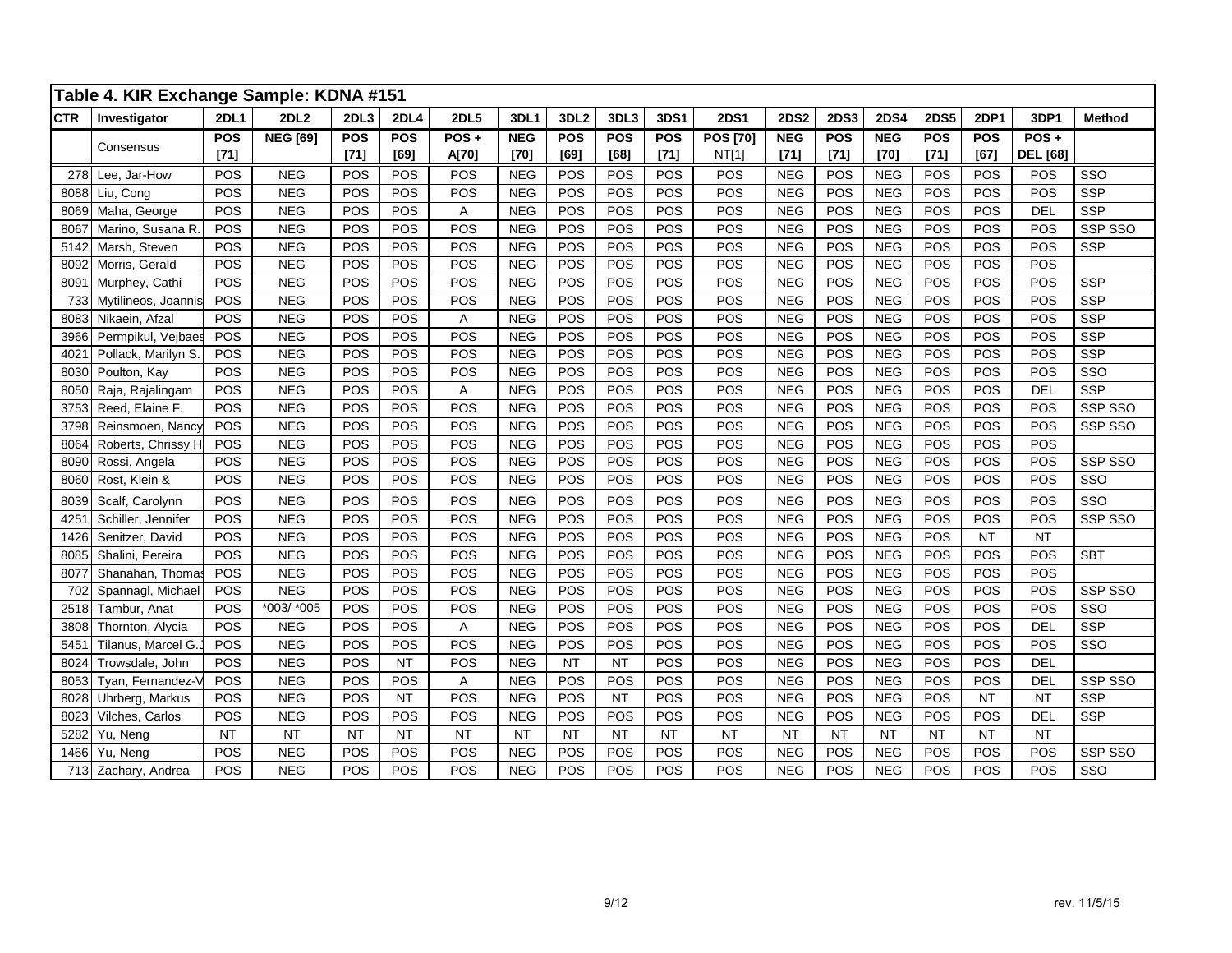## Table 4. KIR Exchange Sample: KDNA #151

| CTR | Investigator | 2DL1 | 2DL2 | 2DL3 | 2DL4 | 2DL5 | 3DL1 | 3DL2 | 3DL3 | 3DS1 | 2DS1 | 2DS2 | 2DS3 | 2DS4 | 2DS5 | 2DP1 | 3DP1 | Method |
|---|---|---|---|---|---|---|---|---|---|---|---|---|---|---|---|---|---|---|
| | Consensus | **POS [71]** | **NEG [69]** | **POS [71]** | **POS [69]** | **POS + A[70]** | **NEG [70]** | **POS [69]** | **POS [68]** | **POS [71]** | **POS [70] NT[1]** | **NEG [71]** | **POS [71]** | **NEG [70]** | **POS [71]** | **POS [67]** | **POS + DEL [68]** | |
| 278 | Lee, Jar-How | POS | NEG | POS | POS | POS | NEG | POS | POS | POS | POS | NEG | POS | NEG | POS | POS | POS | SSO |
| 8088 | Liu, Cong | POS | NEG | POS | POS | POS | NEG | POS | POS | POS | POS | NEG | POS | NEG | POS | POS | POS | SSP |
| 8069 | Maha, George | POS | NEG | POS | POS | A | NEG | POS | POS | POS | POS | NEG | POS | NEG | POS | POS | DEL | SSP |
| 8067 | Marino, Susana R. | POS | NEG | POS | POS | POS | NEG | POS | POS | POS | POS | NEG | POS | NEG | POS | POS | POS | SSP SSO |
| 5142 | Marsh, Steven | POS | NEG | POS | POS | POS | NEG | POS | POS | POS | POS | NEG | POS | NEG | POS | POS | POS | SSP |
| 8092 | Morris, Gerald | POS | NEG | POS | POS | POS | NEG | POS | POS | POS | POS | NEG | POS | NEG | POS | POS | POS | |
| 8091 | Murphey, Cathi | POS | NEG | POS | POS | POS | NEG | POS | POS | POS | POS | NEG | POS | NEG | POS | POS | POS | SSP |
| 733 | Mytilineos, Joannis | POS | NEG | POS | POS | POS | NEG | POS | POS | POS | POS | NEG | POS | NEG | POS | POS | POS | SSP |
| 8083 | Nikaein, Afzal | POS | NEG | POS | POS | A | NEG | POS | POS | POS | POS | NEG | POS | NEG | POS | POS | POS | SSP |
| 3966 | Permpikul, Vejbaes | POS | NEG | POS | POS | POS | NEG | POS | POS | POS | POS | NEG | POS | NEG | POS | POS | POS | SSP |
| 4021 | Pollack, Marilyn S. | POS | NEG | POS | POS | POS | NEG | POS | POS | POS | POS | NEG | POS | NEG | POS | POS | POS | SSP |
| 8030 | Poulton, Kay | POS | NEG | POS | POS | POS | NEG | POS | POS | POS | POS | NEG | POS | NEG | POS | POS | POS | SSO |
| 8050 | Raja, Rajalingam | POS | NEG | POS | POS | A | NEG | POS | POS | POS | POS | NEG | POS | NEG | POS | POS | DEL | SSP |
| 3753 | Reed, Elaine F. | POS | NEG | POS | POS | POS | NEG | POS | POS | POS | POS | NEG | POS | NEG | POS | POS | POS | SSP SSO |
| 3798 | Reinsmoen, Nancy | POS | NEG | POS | POS | POS | NEG | POS | POS | POS | POS | NEG | POS | NEG | POS | POS | POS | SSP SSO |
| 8064 | Roberts, Chrissy H | POS | NEG | POS | POS | POS | NEG | POS | POS | POS | POS | NEG | POS | NEG | POS | POS | POS | |
| 8090 | Rossi, Angela | POS | NEG | POS | POS | POS | NEG | POS | POS | POS | POS | NEG | POS | NEG | POS | POS | POS | SSP SSO |
| 8060 | Rost, Klein & | POS | NEG | POS | POS | POS | NEG | POS | POS | POS | POS | NEG | POS | NEG | POS | POS | POS | SSO |
| 8039 | Scalf, Carolynn | POS | NEG | POS | POS | POS | NEG | POS | POS | POS | POS | NEG | POS | NEG | POS | POS | POS | SSO |
| 4251 | Schiller, Jennifer | POS | NEG | POS | POS | POS | NEG | POS | POS | POS | POS | NEG | POS | NEG | POS | POS | POS | SSP SSO |
| 1426 | Senitzer, David | POS | NEG | POS | POS | POS | NEG | POS | POS | POS | POS | NEG | POS | NEG | POS | NT | NT | |
| 8085 | Shalini, Pereira | POS | NEG | POS | POS | POS | NEG | POS | POS | POS | POS | NEG | POS | NEG | POS | POS | POS | SBT |
| 8077 | Shanahan, Thomas | POS | NEG | POS | POS | POS | NEG | POS | POS | POS | POS | NEG | POS | NEG | POS | POS | POS | |
| 702 | Spannagl, Michael | POS | NEG | POS | POS | POS | NEG | POS | POS | POS | POS | NEG | POS | NEG | POS | POS | POS | SSP SSO |
| 2518 | Tambur, Anat | POS | *003/ *005 | POS | POS | POS | NEG | POS | POS | POS | POS | NEG | POS | NEG | POS | POS | POS | SSO |
| 3808 | Thornton, Alycia | POS | NEG | POS | POS | A | NEG | POS | POS | POS | POS | NEG | POS | NEG | POS | POS | DEL | SSP |
| 5451 | Tilanus, Marcel G.J | POS | NEG | POS | POS | POS | NEG | POS | POS | POS | POS | NEG | POS | NEG | POS | POS | POS | SSO |
| 8024 | Trowsdale, John | POS | NEG | POS | NT | POS | NEG | NT | NT | POS | POS | NEG | POS | NEG | POS | POS | DEL | |
| 8053 | Tyan, Fernandez-V | POS | NEG | POS | POS | A | NEG | POS | POS | POS | POS | NEG | POS | NEG | POS | POS | DEL | SSP SSO |
| 8028 | Uhrberg, Markus | POS | NEG | POS | NT | POS | NEG | POS | NT | POS | POS | NEG | POS | NEG | POS | NT | NT | SSP |
| 8023 | Vilches, Carlos | POS | NEG | POS | POS | POS | NEG | POS | POS | POS | POS | NEG | POS | NEG | POS | POS | DEL | SSP |
| 5282 | Yu, Neng | NT | NT | NT | NT | NT | NT | NT | NT | NT | NT | NT | NT | NT | NT | NT | NT | |
| 1466 | Yu, Neng | POS | NEG | POS | POS | POS | NEG | POS | POS | POS | POS | NEG | POS | NEG | POS | POS | POS | SSP SSO |
| 713 | Zachary, Andrea | POS | NEG | POS | POS | POS | NEG | POS | POS | POS | POS | NEG | POS | NEG | POS | POS | POS | SSO |

rev. 11/5/15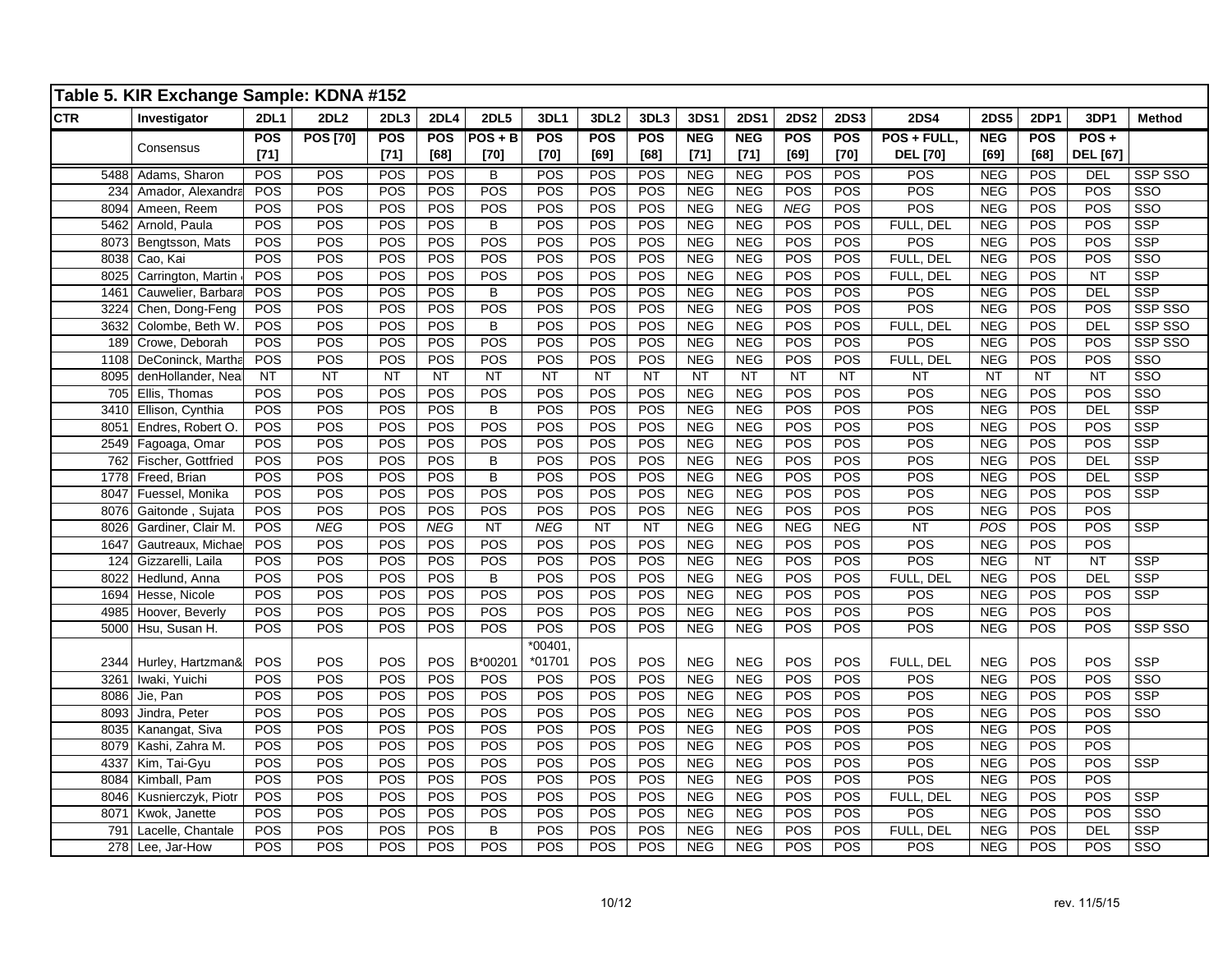## Table 5. KIR Exchange Sample: KDNA #152

| CTR | Investigator | 2DL1 | 2DL2 | 2DL3 | 2DL4 | 2DL5 | 3DL1 | 3DL2 | 3DL3 | 3DS1 | 2DS1 | 2DS2 | 2DS3 | 2DS4 | 2DS5 | 2DP1 | 3DP1 | Method |
|---|---|---|---|---|---|---|---|---|---|---|---|---|---|---|---|---|---|---|
| | Consensus | **POS [71]** | **POS [70]** | **POS [71]** | **POS [68]** | **POS + B [70]** | **POS [70]** | **POS [69]** | **POS [68]** | **NEG [71]** | **NEG [71]** | **POS [69]** | **POS [70]** | **POS + FULL, DEL [70]** | **NEG [69]** | **POS [68]** | **POS + DEL [67]** | |
| 5488 | Adams, Sharon | POS | POS | POS | POS | B | POS | POS | POS | NEG | NEG | POS | POS | POS | NEG | POS | DEL | SSP SSO |
| 234 | Amador, Alexandra | POS | POS | POS | POS | POS | POS | POS | POS | NEG | NEG | POS | POS | POS | NEG | POS | POS | SSO |
| 8094 | Ameen, Reem | POS | POS | POS | POS | POS | POS | POS | POS | NEG | NEG | *NEG* | POS | POS | NEG | POS | POS | SSO |
| 5462 | Arnold, Paula | POS | POS | POS | POS | B | POS | POS | POS | NEG | NEG | POS | POS | FULL, DEL | NEG | POS | POS | SSP |
| 8073 | Bengtsson, Mats | POS | POS | POS | POS | POS | POS | POS | POS | NEG | NEG | POS | POS | POS | NEG | POS | POS | SSP |
| 8038 | Cao, Kai | POS | POS | POS | POS | POS | POS | POS | POS | NEG | NEG | POS | POS | FULL, DEL | NEG | POS | POS | SSO |
| 8025 | Carrington, Martin | POS | POS | POS | POS | POS | POS | POS | POS | NEG | NEG | POS | POS | FULL, DEL | NEG | POS | NT | SSP |
| 1461 | Cauwelier, Barbara | POS | POS | POS | POS | B | POS | POS | POS | NEG | NEG | POS | POS | POS | NEG | POS | DEL | SSP |
| 3224 | Chen, Dong-Feng | POS | POS | POS | POS | POS | POS | POS | POS | NEG | NEG | POS | POS | POS | NEG | POS | POS | SSP SSO |
| 3632 | Colombe, Beth W. | POS | POS | POS | POS | B | POS | POS | POS | NEG | NEG | POS | POS | FULL, DEL | NEG | POS | DEL | SSP SSO |
| 189 | Crowe, Deborah | POS | POS | POS | POS | POS | POS | POS | POS | NEG | NEG | POS | POS | POS | NEG | POS | POS | SSP SSO |
| 1108 | DeConinck, Martha | POS | POS | POS | POS | POS | POS | POS | POS | NEG | NEG | POS | POS | FULL, DEL | NEG | POS | POS | SSO |
| 8095 | denHollander, Neal | NT | NT | NT | NT | NT | NT | NT | NT | NT | NT | NT | NT | NT | NT | NT | NT | SSO |
| 705 | Ellis, Thomas | POS | POS | POS | POS | POS | POS | POS | POS | NEG | NEG | POS | POS | POS | NEG | POS | POS | SSO |
| 3410 | Ellison, Cynthia | POS | POS | POS | POS | B | POS | POS | POS | NEG | NEG | POS | POS | POS | NEG | POS | DEL | SSP |
| 8051 | Endres, Robert O. | POS | POS | POS | POS | POS | POS | POS | POS | NEG | NEG | POS | POS | POS | NEG | POS | POS | SSP |
| 2549 | Fagoaga, Omar | POS | POS | POS | POS | POS | POS | POS | POS | NEG | NEG | POS | POS | POS | NEG | POS | POS | SSP |
| 762 | Fischer, Gottfried | POS | POS | POS | POS | B | POS | POS | POS | NEG | NEG | POS | POS | POS | NEG | POS | DEL | SSP |
| 1778 | Freed, Brian | POS | POS | POS | POS | B | POS | POS | POS | NEG | NEG | POS | POS | POS | NEG | POS | DEL | SSP |
| 8047 | Fuessel, Monika | POS | POS | POS | POS | POS | POS | POS | POS | NEG | NEG | POS | POS | POS | NEG | POS | POS | SSP |
| 8076 | Gaitonde , Sujata | POS | POS | POS | POS | POS | POS | POS | POS | NEG | NEG | POS | POS | POS | NEG | POS | POS | |
| 8026 | Gardiner, Clair M. | POS | *NEG* | POS | *NEG* | NT | *NEG* | NT | NT | NEG | NEG | NEG | NEG | NT | *POS* | POS | POS | SSP |
| 1647 | Gautreaux, Michael | POS | POS | POS | POS | POS | POS | POS | POS | NEG | NEG | POS | POS | POS | NEG | POS | POS | |
| 124 | Gizzarelli, Laila | POS | POS | POS | POS | POS | POS | POS | POS | NEG | NEG | POS | POS | POS | NEG | NT | NT | SSP |
| 8022 | Hedlund, Anna | POS | POS | POS | POS | B | POS | POS | POS | NEG | NEG | POS | POS | FULL, DEL | NEG | POS | DEL | SSP |
| 1694 | Hesse, Nicole | POS | POS | POS | POS | POS | POS | POS | POS | NEG | NEG | POS | POS | POS | NEG | POS | POS | SSP |
| 4985 | Hoover, Beverly | POS | POS | POS | POS | POS | POS | POS | POS | NEG | NEG | POS | POS | POS | NEG | POS | POS | |
| 5000 | Hsu, Susan H. | POS | POS | POS | POS | POS | POS | POS | POS | NEG | NEG | POS | POS | POS | NEG | POS | POS | SSP SSO |
| 2344 | Hurley, Hartzman& | POS | POS | POS | POS | B*00201 | *00401, *01701 | POS | POS | NEG | NEG | POS | POS | FULL, DEL | NEG | POS | POS | SSP |
| 3261 | Iwaki, Yuichi | POS | POS | POS | POS | POS | POS | POS | POS | NEG | NEG | POS | POS | POS | NEG | POS | POS | SSO |
| 8086 | Jie, Pan | POS | POS | POS | POS | POS | POS | POS | POS | NEG | NEG | POS | POS | POS | NEG | POS | POS | SSP |
| 8093 | Jindra, Peter | POS | POS | POS | POS | POS | POS | POS | POS | NEG | NEG | POS | POS | POS | NEG | POS | POS | SSO |
| 8035 | Kanangat, Siva | POS | POS | POS | POS | POS | POS | POS | POS | NEG | NEG | POS | POS | POS | NEG | POS | POS | |
| 8079 | Kashi, Zahra M. | POS | POS | POS | POS | POS | POS | POS | POS | NEG | NEG | POS | POS | POS | NEG | POS | POS | |
| 4337 | Kim, Tai-Gyu | POS | POS | POS | POS | POS | POS | POS | POS | NEG | NEG | POS | POS | POS | NEG | POS | POS | SSP |
| 8084 | Kimball, Pam | POS | POS | POS | POS | POS | POS | POS | POS | NEG | NEG | POS | POS | POS | NEG | POS | POS | |
| 8046 | Kusnierczyk, Piotr | POS | POS | POS | POS | POS | POS | POS | POS | NEG | NEG | POS | POS | FULL, DEL | NEG | POS | POS | SSP |
| 8071 | Kwok, Janette | POS | POS | POS | POS | POS | POS | POS | POS | NEG | NEG | POS | POS | POS | NEG | POS | POS | SSO |
| 791 | Lacelle, Chantale | POS | POS | POS | POS | B | POS | POS | POS | NEG | NEG | POS | POS | FULL, DEL | NEG | POS | DEL | SSP |
| 278 | Lee, Jar-How | POS | POS | POS | POS | POS | POS | POS | POS | NEG | NEG | POS | POS | POS | NEG | POS | POS | SSO |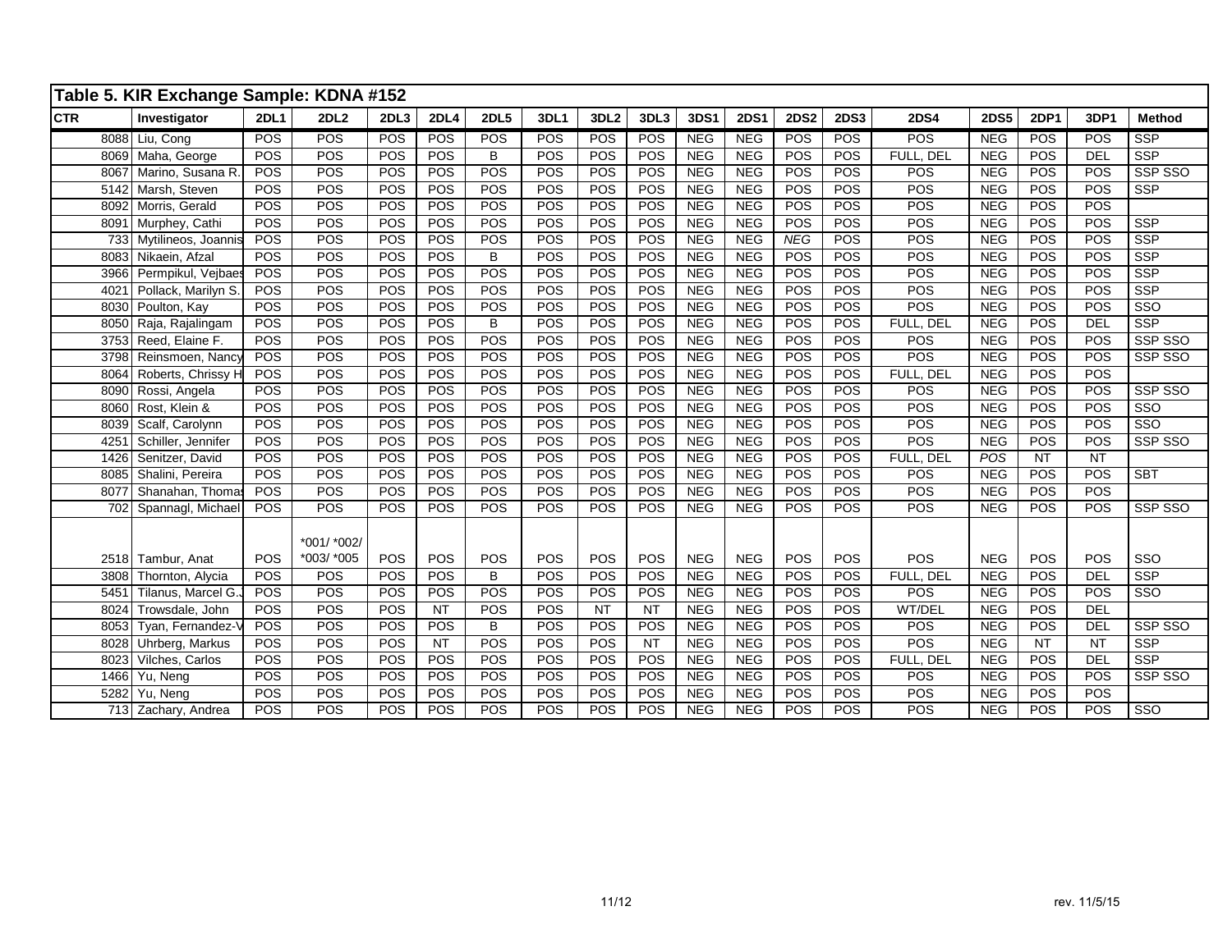## Table 5. KIR Exchange Sample: KDNA #152

| CTR | Investigator | 2DL1 | 2DL2 | 2DL3 | 2DL4 | 2DL5 | 3DL1 | 3DL2 | 3DL3 | 3DS1 | 2DS1 | 2DS2 | 2DS3 | 2DS4 | 2DS5 | 2DP1 | 3DP1 | Method |
|---|---|---|---|---|---|---|---|---|---|---|---|---|---|---|---|---|---|---|
| 8088 | Liu, Cong | POS | POS | POS | POS | POS | POS | POS | POS | NEG | NEG | POS | POS | POS | NEG | POS | POS | SSP |
| 8069 | Maha, George | POS | POS | POS | POS | B | POS | POS | POS | NEG | NEG | POS | POS | FULL, DEL | NEG | POS | DEL | SSP |
| 8067 | Marino, Susana R. | POS | POS | POS | POS | POS | POS | POS | POS | NEG | NEG | POS | POS | POS | NEG | POS | POS | SSP SSO |
| 5142 | Marsh, Steven | POS | POS | POS | POS | POS | POS | POS | POS | NEG | NEG | POS | POS | POS | NEG | POS | POS | SSP |
| 8092 | Morris, Gerald | POS | POS | POS | POS | POS | POS | POS | POS | NEG | NEG | POS | POS | POS | NEG | POS | POS | |
| 8091 | Murphey, Cathi | POS | POS | POS | POS | POS | POS | POS | POS | NEG | NEG | POS | POS | POS | NEG | POS | POS | SSP |
| 733 | Mytilineos, Joannis | POS | POS | POS | POS | POS | POS | POS | POS | NEG | NEG | *NEG* | POS | POS | NEG | POS | POS | SSP |
| 8083 | Nikaein, Afzal | POS | POS | POS | POS | B | POS | POS | POS | NEG | NEG | POS | POS | POS | NEG | POS | POS | SSP |
| 3966 | Permpikul, Vejbaes | POS | POS | POS | POS | POS | POS | POS | POS | NEG | NEG | POS | POS | POS | NEG | POS | POS | SSP |
| 4021 | Pollack, Marilyn S. | POS | POS | POS | POS | POS | POS | POS | POS | NEG | NEG | POS | POS | POS | NEG | POS | POS | SSP |
| 8030 | Poulton, Kay | POS | POS | POS | POS | POS | POS | POS | POS | NEG | NEG | POS | POS | POS | NEG | POS | POS | SSO |
| 8050 | Raja, Rajalingam | POS | POS | POS | POS | B | POS | POS | POS | NEG | NEG | POS | POS | FULL, DEL | NEG | POS | DEL | SSP |
| 3753 | Reed, Elaine F. | POS | POS | POS | POS | POS | POS | POS | POS | NEG | NEG | POS | POS | POS | NEG | POS | POS | SSP SSO |
| 3798 | Reinsmoen, Nancy | POS | POS | POS | POS | POS | POS | POS | POS | NEG | NEG | POS | POS | POS | NEG | POS | POS | SSP SSO |
| 8064 | Roberts, Chrissy H | POS | POS | POS | POS | POS | POS | POS | POS | NEG | NEG | POS | POS | FULL, DEL | NEG | POS | POS | |
| 8090 | Rossi, Angela | POS | POS | POS | POS | POS | POS | POS | POS | NEG | NEG | POS | POS | POS | NEG | POS | POS | SSP SSO |
| 8060 | Rost, Klein & | POS | POS | POS | POS | POS | POS | POS | POS | NEG | NEG | POS | POS | POS | NEG | POS | POS | SSO |
| 8039 | Scalf, Carolynn | POS | POS | POS | POS | POS | POS | POS | POS | NEG | NEG | POS | POS | POS | NEG | POS | POS | SSO |
| 4251 | Schiller, Jennifer | POS | POS | POS | POS | POS | POS | POS | POS | NEG | NEG | POS | POS | POS | NEG | POS | POS | SSP SSO |
| 1426 | Senitzer, David | POS | POS | POS | POS | POS | POS | POS | POS | NEG | NEG | POS | POS | FULL, DEL | *POS* | NT | NT | |
| 8085 | Shalini, Pereira | POS | POS | POS | POS | POS | POS | POS | POS | NEG | NEG | POS | POS | POS | NEG | POS | POS | SBT |
| 8077 | Shanahan, Thomas | POS | POS | POS | POS | POS | POS | POS | POS | NEG | NEG | POS | POS | POS | NEG | POS | POS | |
| 702 | Spannagl, Michael | POS | POS | POS | POS | POS | POS | POS | POS | NEG | NEG | POS | POS | POS | NEG | POS | POS | SSP SSO |
| 2518 | Tambur, Anat | POS | *001/ *002/ *003/ *005 | POS | POS | POS | POS | POS | POS | NEG | NEG | POS | POS | POS | NEG | POS | POS | SSO |
| 3808 | Thornton, Alycia | POS | POS | POS | POS | B | POS | POS | POS | NEG | NEG | POS | POS | FULL, DEL | NEG | POS | DEL | SSP |
| 5451 | Tilanus, Marcel G.J | POS | POS | POS | POS | POS | POS | POS | POS | NEG | NEG | POS | POS | POS | NEG | POS | POS | SSO |
| 8024 | Trowsdale, John | POS | POS | POS | NT | POS | POS | NT | NT | NEG | NEG | POS | POS | WT/DEL | NEG | POS | DEL | |
| 8053 | Tyan, Fernandez-V | POS | POS | POS | POS | B | POS | POS | POS | NEG | NEG | POS | POS | POS | NEG | POS | DEL | SSP SSO |
| 8028 | Uhrberg, Markus | POS | POS | POS | NT | POS | POS | POS | NT | NEG | NEG | POS | POS | POS | NEG | NT | NT | SSP |
| 8023 | Vilches, Carlos | POS | POS | POS | POS | POS | POS | POS | POS | NEG | NEG | POS | POS | FULL, DEL | NEG | POS | DEL | SSP |
| 1466 | Yu, Neng | POS | POS | POS | POS | POS | POS | POS | POS | NEG | NEG | POS | POS | POS | NEG | POS | POS | SSP SSO |
| 5282 | Yu, Neng | POS | POS | POS | POS | POS | POS | POS | POS | NEG | NEG | POS | POS | POS | NEG | POS | POS | |
| 713 | Zachary, Andrea | POS | POS | POS | POS | POS | POS | POS | POS | NEG | NEG | POS | POS | POS | NEG | POS | POS | SSO |

rev. 11/5/15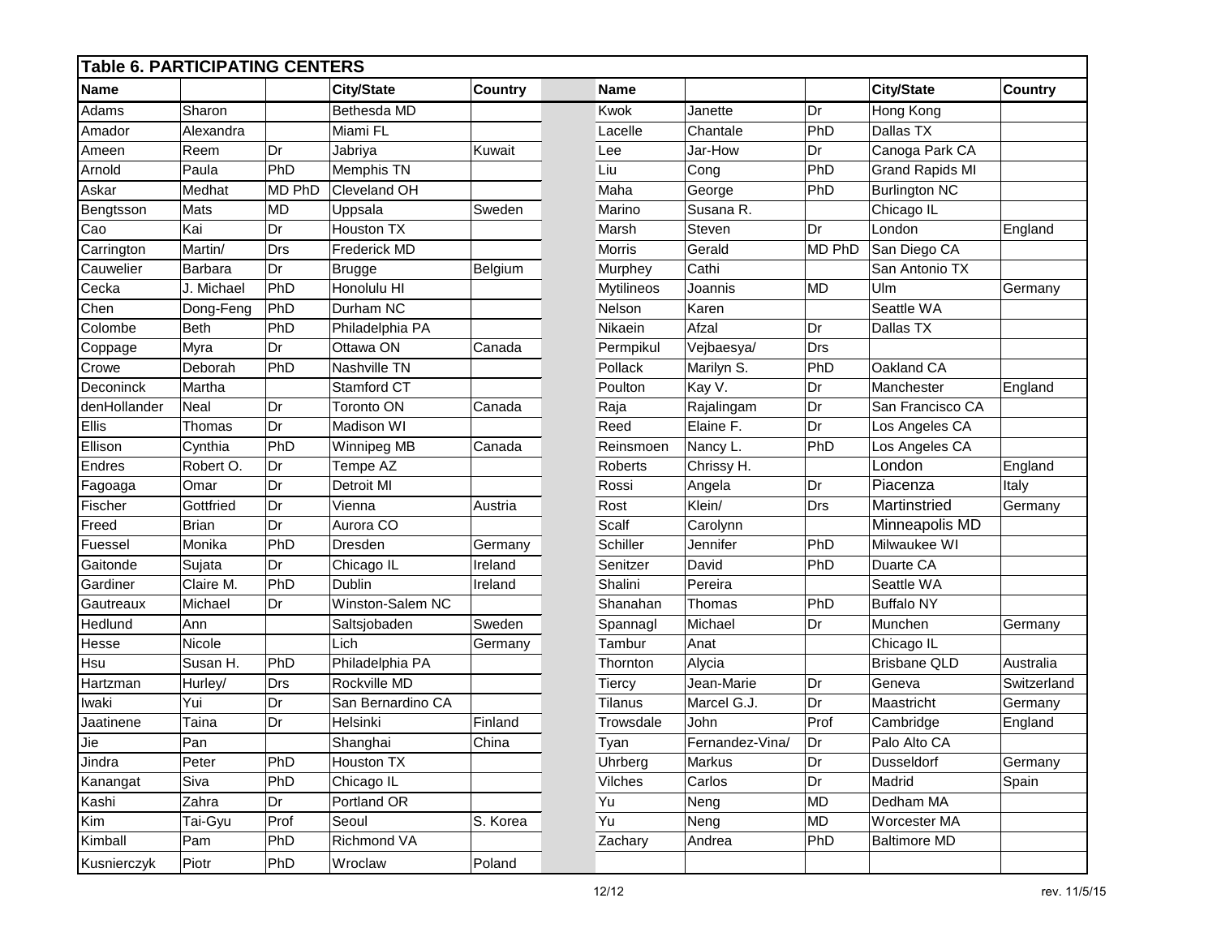## Table 6. PARTICIPATING CENTERS

| Name | | | City/State | Country | | Name | | | City/State | Country |
|---|---|---|---|---|---|---|---|---|---|---|
| Adams | Sharon | | Bethesda MD | | | Kwok | Janette | Dr | Hong Kong | |
| Amador | Alexandra | | Miami FL | | | Lacelle | Chantale | PhD | Dallas TX | |
| Ameen | Reem | Dr | Jabriya | Kuwait | | Lee | Jar-How | Dr | Canoga Park CA | |
| Arnold | Paula | PhD | Memphis TN | | | Liu | Cong | PhD | Grand Rapids MI | |
| Askar | Medhat | MD PhD | Cleveland OH | | | Maha | George | PhD | Burlington NC | |
| Bengtsson | Mats | MD | Uppsala | Sweden | | Marino | Susana R. | | Chicago IL | |
| Cao | Kai | Dr | Houston TX | | | Marsh | Steven | Dr | London | England |
| Carrington | Martin/ | Drs | Frederick MD | | | Morris | Gerald | MD PhD | San Diego CA | |
| Cauwelier | Barbara | Dr | Brugge | Belgium | | Murphey | Cathi | | San Antonio TX | |
| Cecka | J. Michael | PhD | Honolulu HI | | | Mytilineos | Joannis | MD | Ulm | Germany |
| Chen | Dong-Feng | PhD | Durham NC | | | Nelson | Karen | | Seattle WA | |
| Colombe | Beth | PhD | Philadelphia PA | | | Nikaein | Afzal | Dr | Dallas TX | |
| Coppage | Myra | Dr | Ottawa ON | Canada | | Permpikul | Vejbaesya/ | Drs | | |
| Crowe | Deborah | PhD | Nashville TN | | | Pollack | Marilyn S. | PhD | Oakland CA | |
| Deconinck | Martha | | Stamford CT | | | Poulton | Kay V. | Dr | Manchester | England |
| denHollander | Neal | Dr | Toronto ON | Canada | | Raja | Rajalingam | Dr | San Francisco CA | |
| Ellis | Thomas | Dr | Madison WI | | | Reed | Elaine F. | Dr | Los Angeles CA | |
| Ellison | Cynthia | PhD | Winnipeg MB | Canada | | Reinsmoen | Nancy L. | PhD | Los Angeles CA | |
| Endres | Robert O. | Dr | Tempe AZ | | | Roberts | Chrissy H. | | London | England |
| Fagoaga | Omar | Dr | Detroit MI | | | Rossi | Angela | Dr | Piacenza | Italy |
| Fischer | Gottfried | Dr | Vienna | Austria | | Rost | Klein/ | Drs | Martinstried | Germany |
| Freed | Brian | Dr | Aurora CO | | | Scalf | Carolynn | | Minneapolis MD | |
| Fuessel | Monika | PhD | Dresden | Germany | | Schiller | Jennifer | PhD | Milwaukee WI | |
| Gaitonde | Sujata | Dr | Chicago IL | Ireland | | Senitzer | David | PhD | Duarte CA | |
| Gardiner | Claire M. | PhD | Dublin | Ireland | | Shalini | Pereira | | Seattle WA | |
| Gautreaux | Michael | Dr | Winston-Salem NC | | | Shanahan | Thomas | PhD | Buffalo NY | |
| Hedlund | Ann | | Saltsjobaden | Sweden | | Spannagl | Michael | Dr | Munchen | Germany |
| Hesse | Nicole | | Lich | Germany | | Tambur | Anat | | Chicago IL | |
| Hsu | Susan H. | PhD | Philadelphia PA | | | Thornton | Alycia | | Brisbane QLD | Australia |
| Hartzman | Hurley/ | Drs | Rockville MD | | | Tiercy | Jean-Marie | Dr | Geneva | Switzerland |
| Iwaki | Yui | Dr | San Bernardino CA | | | Tilanus | Marcel G.J. | Dr | Maastricht | Germany |
| Jaatinene | Taina | Dr | Helsinki | Finland | | Trowsdale | John | Prof | Cambridge | England |
| Jie | Pan | | Shanghai | China | | Tyan | Fernandez-Vina/ | Dr | Palo Alto CA | |
| Jindra | Peter | PhD | Houston TX | | | Uhrberg | Markus | Dr | Dusseldorf | Germany |
| Kanangat | Siva | PhD | Chicago IL | | | Vilches | Carlos | Dr | Madrid | Spain |
| Kashi | Zahra | Dr | Portland OR | | | Yu | Neng | MD | Dedham MA | |
| Kim | Tai-Gyu | Prof | Seoul | S. Korea | | Yu | Neng | MD | Worcester MA | |
| Kimball | Pam | PhD | Richmond VA | | | Zachary | Andrea | PhD | Baltimore MD | |
| Kusnierczyk | Piotr | PhD | Wroclaw | Poland | | | | | | |

rev. 11/5/15